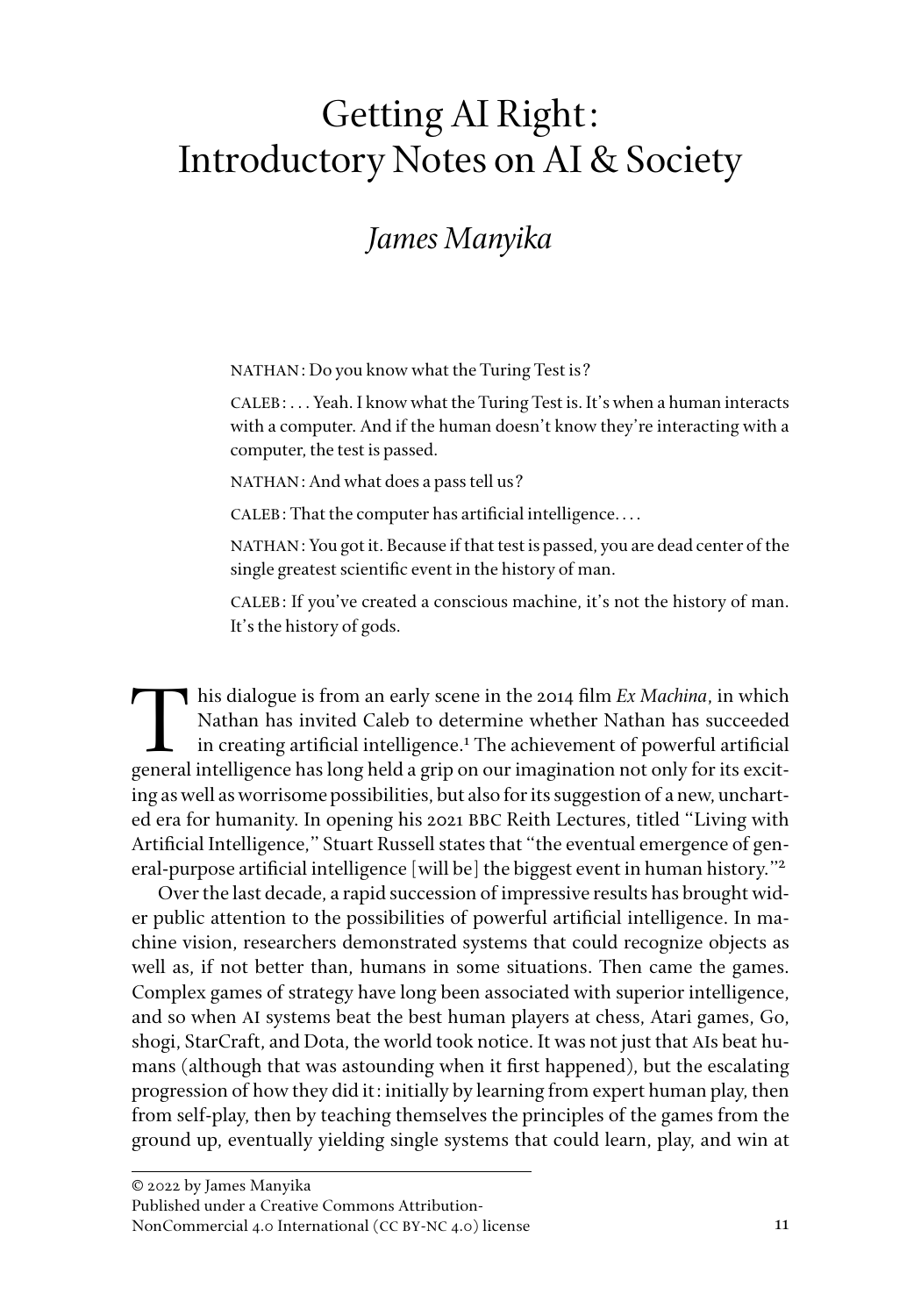# Getting AI Right: Introductory Notes on AI & Society

## *James Manyika*

NATHAN: Do you know what the Turing Test is?

CALEB: . . . Yeah. I know what the Turing Test is. It's when a human interacts with a computer. And if the human doesn't know they're interacting with a computer, the test is passed.

NATHAN: And what does a pass tell us?

CALEB: That the computer has artificial intelligence. . . .

NATHAN: You got it. Because if that test is passed, you are dead center of the single greatest scientific event in the history of man.

CALEB: If you've created a conscious machine, it's not the history of man. It's the history of gods.

This dialogue is from an early scene in the 2014 film *Ex Machina*, in which Nathan has invited Caleb to determine whether Nathan has succeeded in creating artificial intelligence.[1] The achievement of powerful artificial general intelligence has long held a grip on our imagination not only for its exciting as well as worrisome possibilities, but also for its suggestion of a new, uncharted era for humanity. In opening his 2021 BBC Reith Lectures, titled "Living with Artificial Intelligence," Stuart Russell states that "the eventual emergence of general-purpose artificial intelligence [will be] the biggest event in human history."[2]

Over the last decade, a rapid succession of impressive results has brought wider public attention to the possibilities of powerful artificial intelligence. In machine vision, researchers demonstrated systems that could recognize objects as well as, if not better than, humans in some situations. Then came the games. Complex games of strategy have long been associated with superior intelligence, and so when AI systems beat the best human players at chess, Atari games, Go, shogi, StarCraft, and Dota, the world took notice. It was not just that AIs beat humans (although that was astounding when it first happened), but the escalating progression of how they did it: initially by learning from expert human play, then from self-play, then by teaching themselves the principles of the games from the ground up, eventually yielding single systems that could learn, play, and win at

© 2022 by James Manyika
Published under a Creative Commons Attribution-NonCommercial 4.0 International (CC BY-NC 4.0) license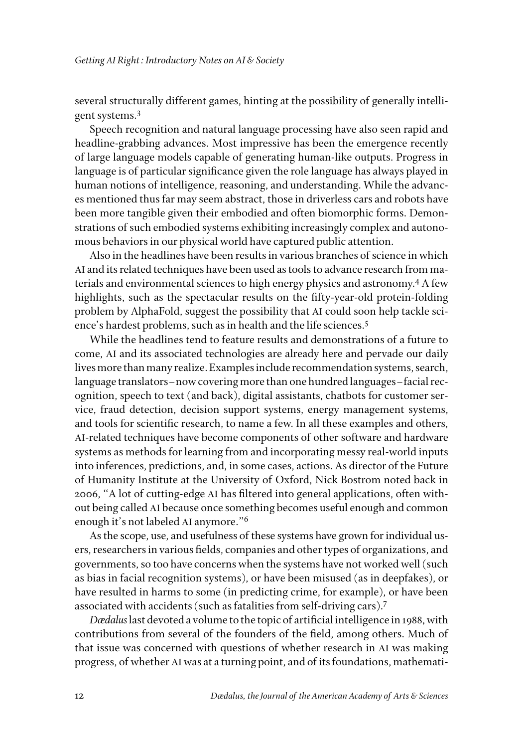several structurally different games, hinting at the possibility of generally intelligent systems.[3]

Speech recognition and natural language processing have also seen rapid and headline-grabbing advances. Most impressive has been the emergence recently of large language models capable of generating human-like outputs. Progress in language is of particular significance given the role language has always played in human notions of intelligence, reasoning, and understanding. While the advances mentioned thus far may seem abstract, those in driverless cars and robots have been more tangible given their embodied and often biomorphic forms. Demonstrations of such embodied systems exhibiting increasingly complex and autonomous behaviors in our physical world have captured public attention.

Also in the headlines have been results in various branches of science in which AI and its related techniques have been used as tools to advance research from materials and environmental sciences to high energy physics and astronomy.[4] A few highlights, such as the spectacular results on the fifty-year-old protein-folding problem by AlphaFold, suggest the possibility that AI could soon help tackle science's hardest problems, such as in health and the life sciences.[5]

While the headlines tend to feature results and demonstrations of a future to come, AI and its associated technologies are already here and pervade our daily lives more than many realize. Examples include recommendation systems, search, language translators–now covering more than one hundred languages–facial recognition, speech to text (and back), digital assistants, chatbots for customer service, fraud detection, decision support systems, energy management systems, and tools for scientific research, to name a few. In all these examples and others, AI-related techniques have become components of other software and hardware systems as methods for learning from and incorporating messy real-world inputs into inferences, predictions, and, in some cases, actions. As director of the Future of Humanity Institute at the University of Oxford, Nick Bostrom noted back in 2006, "A lot of cutting-edge AI has filtered into general applications, often without being called AI because once something becomes useful enough and common enough it's not labeled AI anymore."[6]

As the scope, use, and usefulness of these systems have grown for individual users, researchers in various fields, companies and other types of organizations, and governments, so too have concerns when the systems have not worked well (such as bias in facial recognition systems), or have been misused (as in deepfakes), or have resulted in harms to some (in predicting crime, for example), or have been associated with accidents (such as fatalities from self-driving cars).[7]

*Dædalus* last devoted a volume to the topic of artificial intelligence in 1988, with contributions from several of the founders of the field, among others. Much of that issue was concerned with questions of whether research in AI was making progress, of whether AI was at a turning point, and of its foundations, mathemati-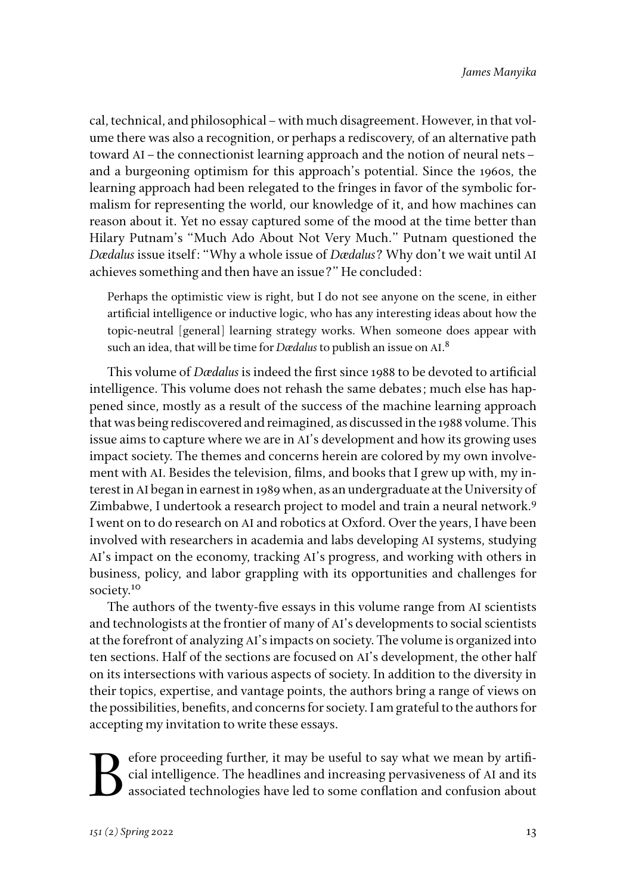cal, technical, and philosophical – with much disagreement. However, in that volume there was also a recognition, or perhaps a rediscovery, of an alternative path toward AI – the connectionist learning approach and the notion of neural nets – and a burgeoning optimism for this approach's potential. Since the 1960s, the learning approach had been relegated to the fringes in favor of the symbolic formalism for representing the world, our knowledge of it, and how machines can reason about it. Yet no essay captured some of the mood at the time better than Hilary Putnam's "Much Ado About Not Very Much." Putnam questioned the *Dædalus* issue itself: "Why a whole issue of *Dædalus*? Why don't we wait until AI achieves something and then have an issue?" He concluded:

> Perhaps the optimistic view is right, but I do not see anyone on the scene, in either artificial intelligence or inductive logic, who has any interesting ideas about how the topic-neutral [general] learning strategy works. When someone does appear with such an idea, that will be time for *Dædalus* to publish an issue on AI.[8]

This volume of *Dædalus* is indeed the first since 1988 to be devoted to artificial intelligence. This volume does not rehash the same debates; much else has happened since, mostly as a result of the success of the machine learning approach that was being rediscovered and reimagined, as discussed in the 1988 volume. This issue aims to capture where we are in AI's development and how its growing uses impact society. The themes and concerns herein are colored by my own involvement with AI. Besides the television, films, and books that I grew up with, my interest in AI began in earnest in 1989 when, as an undergraduate at the University of Zimbabwe, I undertook a research project to model and train a neural network.[9] I went on to do research on AI and robotics at Oxford. Over the years, I have been involved with researchers in academia and labs developing AI systems, studying AI's impact on the economy, tracking AI's progress, and working with others in business, policy, and labor grappling with its opportunities and challenges for society.[10]

The authors of the twenty-five essays in this volume range from AI scientists and technologists at the frontier of many of AI's developments to social scientists at the forefront of analyzing AI's impacts on society. The volume is organized into ten sections. Half of the sections are focused on AI's development, the other half on its intersections with various aspects of society. In addition to the diversity in their topics, expertise, and vantage points, the authors bring a range of views on the possibilities, benefits, and concerns for society. I am grateful to the authors for accepting my invitation to write these essays.

Before proceeding further, it may be useful to say what we mean by artificial intelligence. The headlines and increasing pervasiveness of AI and its associated technologies have led to some conflation and confusion about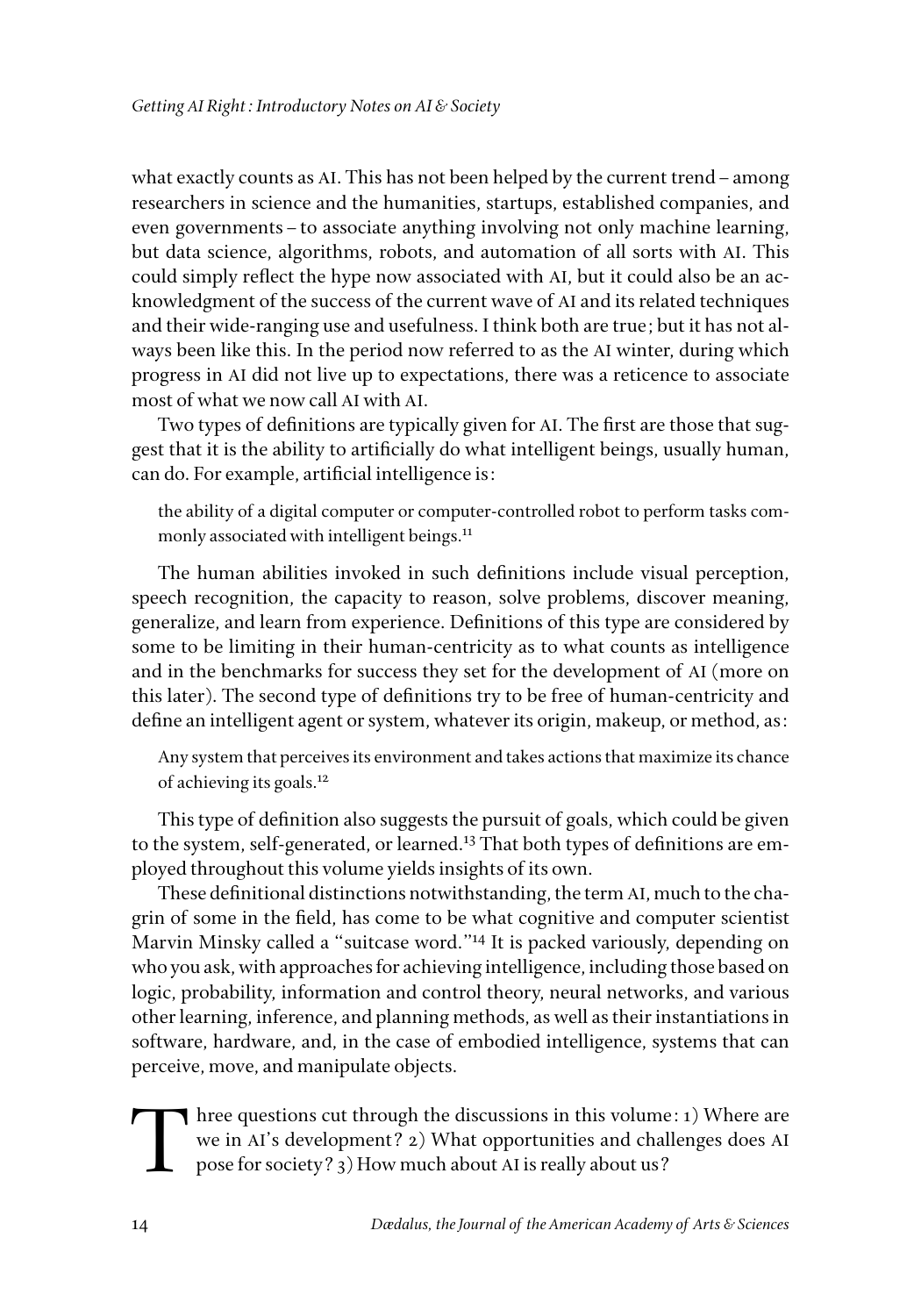what exactly counts as AI. This has not been helped by the current trend – among researchers in science and the humanities, startups, established companies, and even governments – to associate anything involving not only machine learning, but data science, algorithms, robots, and automation of all sorts with AI. This could simply reflect the hype now associated with AI, but it could also be an acknowledgment of the success of the current wave of AI and its related techniques and their wide-ranging use and usefulness. I think both are true; but it has not always been like this. In the period now referred to as the AI winter, during which progress in AI did not live up to expectations, there was a reticence to associate most of what we now call AI with AI.

Two types of definitions are typically given for AI. The first are those that suggest that it is the ability to artificially do what intelligent beings, usually human, can do. For example, artificial intelligence is:

> the ability of a digital computer or computer-controlled robot to perform tasks commonly associated with intelligent beings.[11]

The human abilities invoked in such definitions include visual perception, speech recognition, the capacity to reason, solve problems, discover meaning, generalize, and learn from experience. Definitions of this type are considered by some to be limiting in their human-centricity as to what counts as intelligence and in the benchmarks for success they set for the development of AI (more on this later). The second type of definitions try to be free of human-centricity and define an intelligent agent or system, whatever its origin, makeup, or method, as:

> Any system that perceives its environment and takes actions that maximize its chance of achieving its goals.[12]

This type of definition also suggests the pursuit of goals, which could be given to the system, self-generated, or learned.[13] That both types of definitions are employed throughout this volume yields insights of its own.

These definitional distinctions notwithstanding, the term AI, much to the chagrin of some in the field, has come to be what cognitive and computer scientist Marvin Minsky called a "suitcase word."[14] It is packed variously, depending on who you ask, with approaches for achieving intelligence, including those based on logic, probability, information and control theory, neural networks, and various other learning, inference, and planning methods, as well as their instantiations in software, hardware, and, in the case of embodied intelligence, systems that can perceive, move, and manipulate objects.

Three questions cut through the discussions in this volume: 1) Where are we in AI's development? 2) What opportunities and challenges does AI pose for society? 3) How much about AI is really about us?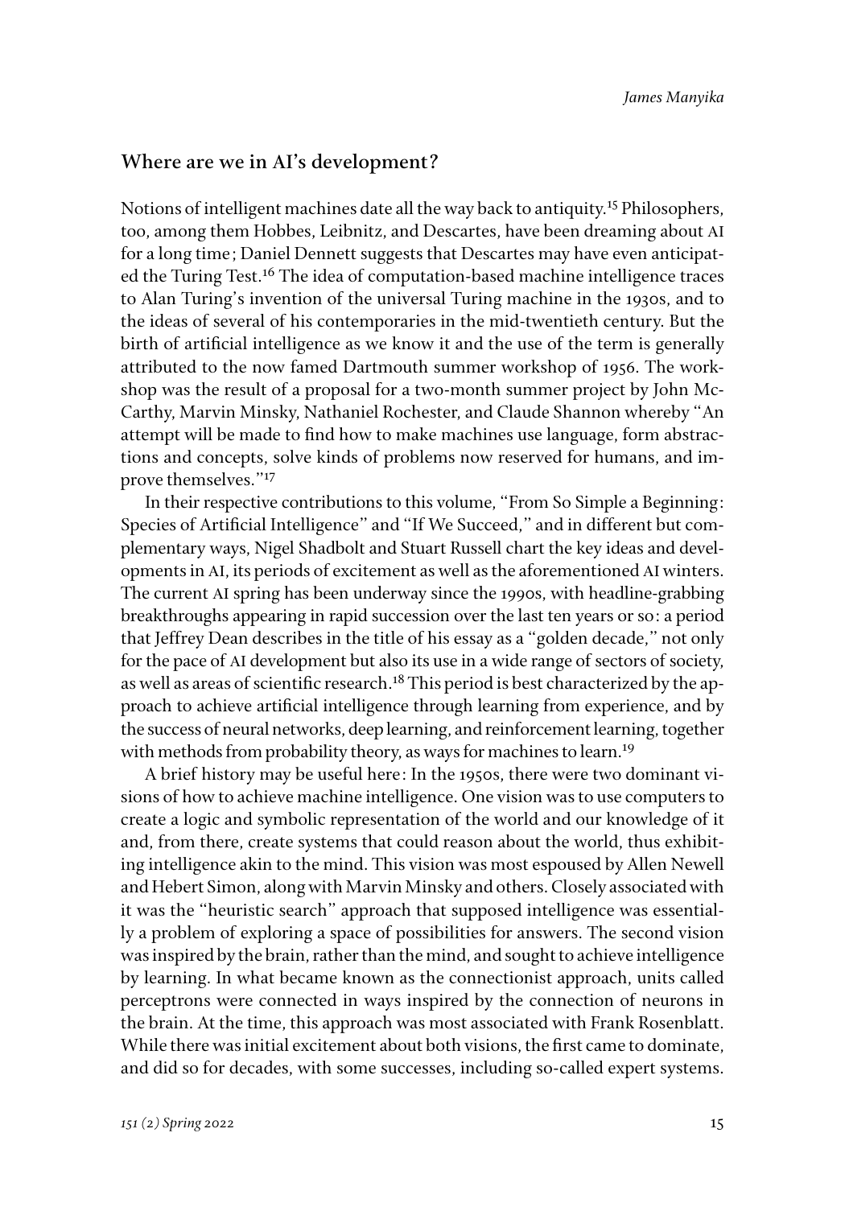## Where are we in AI's development?

Notions of intelligent machines date all the way back to antiquity.[15] Philosophers, too, among them Hobbes, Leibnitz, and Descartes, have been dreaming about AI for a long time; Daniel Dennett suggests that Descartes may have even anticipated the Turing Test.[16] The idea of computation-based machine intelligence traces to Alan Turing's invention of the universal Turing machine in the 1930s, and to the ideas of several of his contemporaries in the mid-twentieth century. But the birth of artificial intelligence as we know it and the use of the term is generally attributed to the now famed Dartmouth summer workshop of 1956. The workshop was the result of a proposal for a two-month summer project by John McCarthy, Marvin Minsky, Nathaniel Rochester, and Claude Shannon whereby "An attempt will be made to find how to make machines use language, form abstractions and concepts, solve kinds of problems now reserved for humans, and improve themselves."[17]

In their respective contributions to this volume, "From So Simple a Beginning: Species of Artificial Intelligence" and "If We Succeed," and in different but complementary ways, Nigel Shadbolt and Stuart Russell chart the key ideas and developments in AI, its periods of excitement as well as the aforementioned AI winters. The current AI spring has been underway since the 1990s, with headline-grabbing breakthroughs appearing in rapid succession over the last ten years or so: a period that Jeffrey Dean describes in the title of his essay as a "golden decade," not only for the pace of AI development but also its use in a wide range of sectors of society, as well as areas of scientific research.[18] This period is best characterized by the approach to achieve artificial intelligence through learning from experience, and by the success of neural networks, deep learning, and reinforcement learning, together with methods from probability theory, as ways for machines to learn.[19]

A brief history may be useful here: In the 1950s, there were two dominant visions of how to achieve machine intelligence. One vision was to use computers to create a logic and symbolic representation of the world and our knowledge of it and, from there, create systems that could reason about the world, thus exhibiting intelligence akin to the mind. This vision was most espoused by Allen Newell and Hebert Simon, along with Marvin Minsky and others. Closely associated with it was the "heuristic search" approach that supposed intelligence was essentially a problem of exploring a space of possibilities for answers. The second vision was inspired by the brain, rather than the mind, and sought to achieve intelligence by learning. In what became known as the connectionist approach, units called perceptrons were connected in ways inspired by the connection of neurons in the brain. At the time, this approach was most associated with Frank Rosenblatt. While there was initial excitement about both visions, the first came to dominate, and did so for decades, with some successes, including so-called expert systems.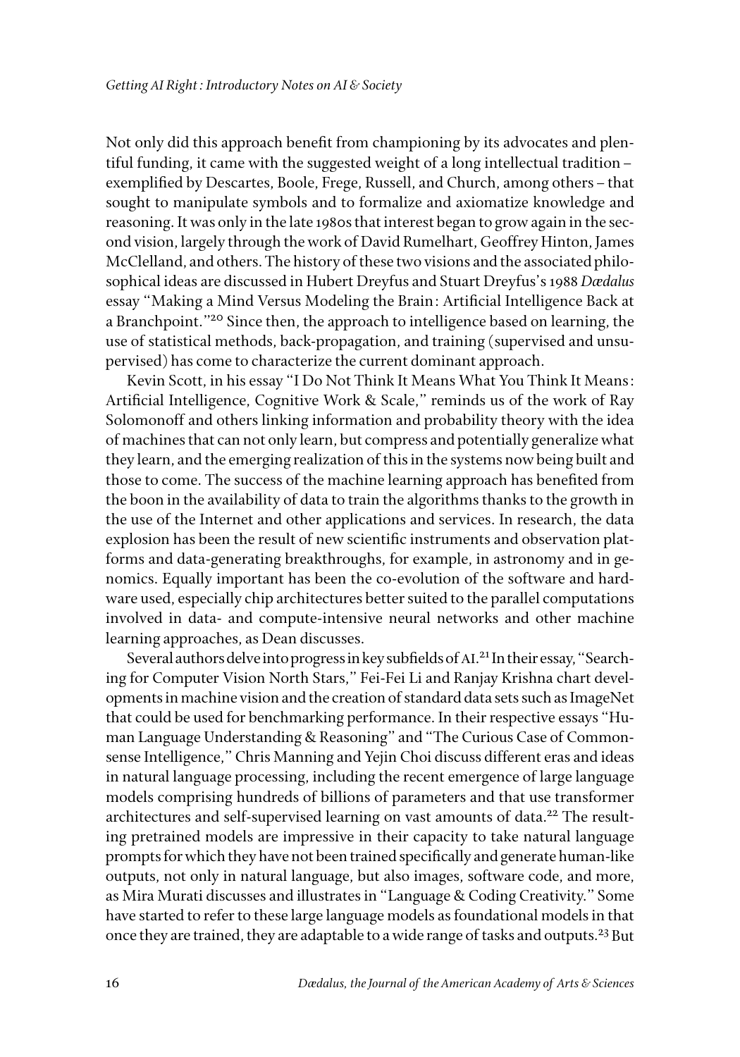Not only did this approach benefit from championing by its advocates and plentiful funding, it came with the suggested weight of a long intellectual tradition – exemplified by Descartes, Boole, Frege, Russell, and Church, among others – that sought to manipulate symbols and to formalize and axiomatize knowledge and reasoning. It was only in the late 1980s that interest began to grow again in the second vision, largely through the work of David Rumelhart, Geoffrey Hinton, James McClelland, and others. The history of these two visions and the associated philosophical ideas are discussed in Hubert Dreyfus and Stuart Dreyfus's 1988 *Dædalus* essay "Making a Mind Versus Modeling the Brain: Artificial Intelligence Back at a Branchpoint."[20] Since then, the approach to intelligence based on learning, the use of statistical methods, back-propagation, and training (supervised and unsupervised) has come to characterize the current dominant approach.

Kevin Scott, in his essay "I Do Not Think It Means What You Think It Means: Artificial Intelligence, Cognitive Work & Scale," reminds us of the work of Ray Solomonoff and others linking information and probability theory with the idea of machines that can not only learn, but compress and potentially generalize what they learn, and the emerging realization of this in the systems now being built and those to come. The success of the machine learning approach has benefited from the boon in the availability of data to train the algorithms thanks to the growth in the use of the Internet and other applications and services. In research, the data explosion has been the result of new scientific instruments and observation platforms and data-generating breakthroughs, for example, in astronomy and in genomics. Equally important has been the co-evolution of the software and hardware used, especially chip architectures better suited to the parallel computations involved in data- and compute-intensive neural networks and other machine learning approaches, as Dean discusses.

Several authors delve into progress in key subfields of AI.[21] In their essay, "Searching for Computer Vision North Stars," Fei-Fei Li and Ranjay Krishna chart developments in machine vision and the creation of standard data sets such as ImageNet that could be used for benchmarking performance. In their respective essays "Human Language Understanding & Reasoning" and "The Curious Case of Commonsense Intelligence," Chris Manning and Yejin Choi discuss different eras and ideas in natural language processing, including the recent emergence of large language models comprising hundreds of billions of parameters and that use transformer architectures and self-supervised learning on vast amounts of data.[22] The resulting pretrained models are impressive in their capacity to take natural language prompts for which they have not been trained specifically and generate human-like outputs, not only in natural language, but also images, software code, and more, as Mira Murati discusses and illustrates in "Language & Coding Creativity." Some have started to refer to these large language models as foundational models in that once they are trained, they are adaptable to a wide range of tasks and outputs.[23] But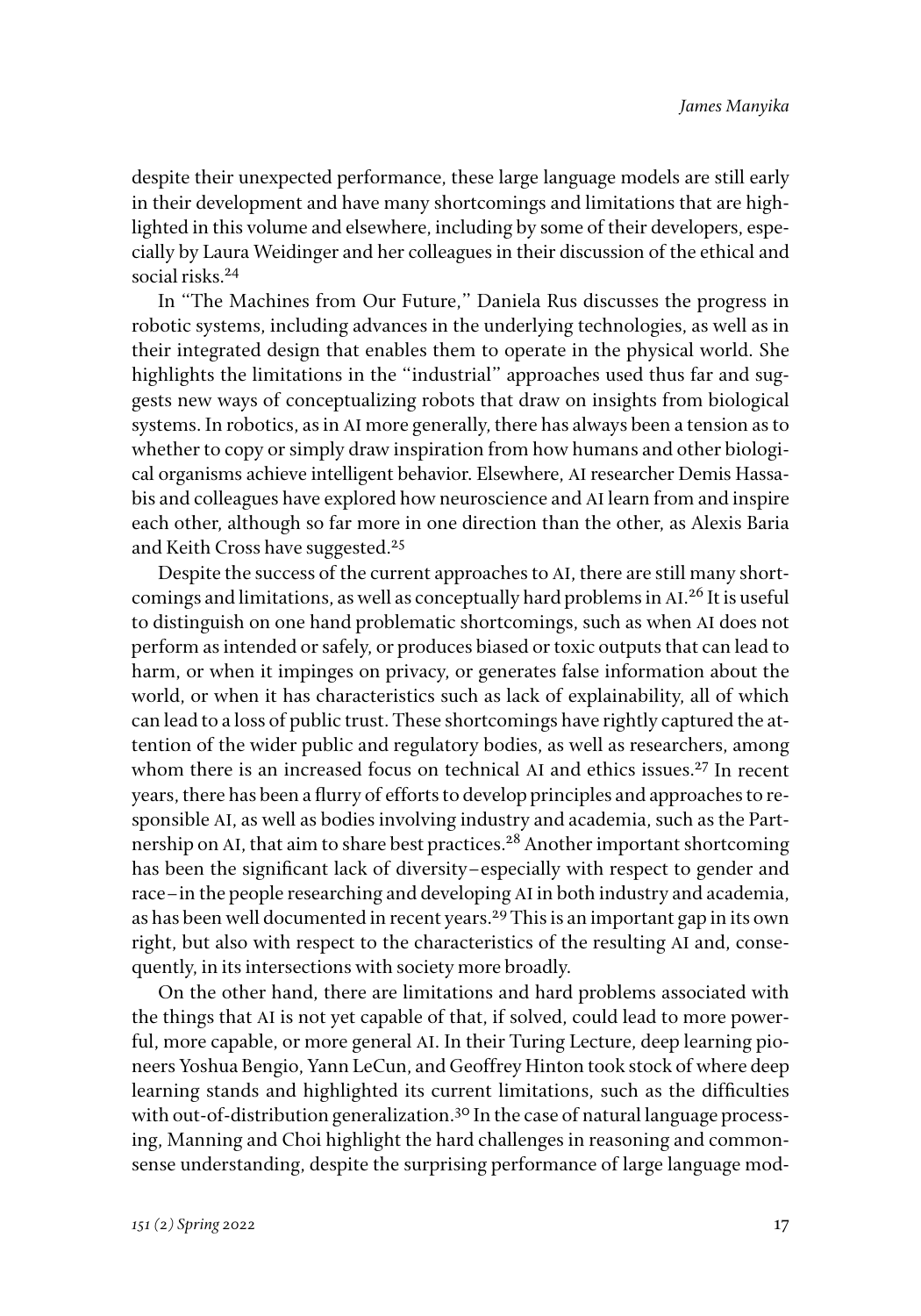despite their unexpected performance, these large language models are still early in their development and have many shortcomings and limitations that are highlighted in this volume and elsewhere, including by some of their developers, especially by Laura Weidinger and her colleagues in their discussion of the ethical and social risks.[24]

In "The Machines from Our Future," Daniela Rus discusses the progress in robotic systems, including advances in the underlying technologies, as well as in their integrated design that enables them to operate in the physical world. She highlights the limitations in the "industrial" approaches used thus far and suggests new ways of conceptualizing robots that draw on insights from biological systems. In robotics, as in AI more generally, there has always been a tension as to whether to copy or simply draw inspiration from how humans and other biological organisms achieve intelligent behavior. Elsewhere, AI researcher Demis Hassabis and colleagues have explored how neuroscience and AI learn from and inspire each other, although so far more in one direction than the other, as Alexis Baria and Keith Cross have suggested.[25]

Despite the success of the current approaches to AI, there are still many shortcomings and limitations, as well as conceptually hard problems in AI.[26] It is useful to distinguish on one hand problematic shortcomings, such as when AI does not perform as intended or safely, or produces biased or toxic outputs that can lead to harm, or when it impinges on privacy, or generates false information about the world, or when it has characteristics such as lack of explainability, all of which can lead to a loss of public trust. These shortcomings have rightly captured the attention of the wider public and regulatory bodies, as well as researchers, among whom there is an increased focus on technical AI and ethics issues.[27] In recent years, there has been a flurry of efforts to develop principles and approaches to responsible AI, as well as bodies involving industry and academia, such as the Partnership on AI, that aim to share best practices.[28] Another important shortcoming has been the significant lack of diversity–especially with respect to gender and race–in the people researching and developing AI in both industry and academia, as has been well documented in recent years.[29] This is an important gap in its own right, but also with respect to the characteristics of the resulting AI and, consequently, in its intersections with society more broadly.

On the other hand, there are limitations and hard problems associated with the things that AI is not yet capable of that, if solved, could lead to more powerful, more capable, or more general AI. In their Turing Lecture, deep learning pioneers Yoshua Bengio, Yann LeCun, and Geoffrey Hinton took stock of where deep learning stands and highlighted its current limitations, such as the difficulties with out-of-distribution generalization.[30] In the case of natural language processing, Manning and Choi highlight the hard challenges in reasoning and commonsense understanding, despite the surprising performance of large language mod-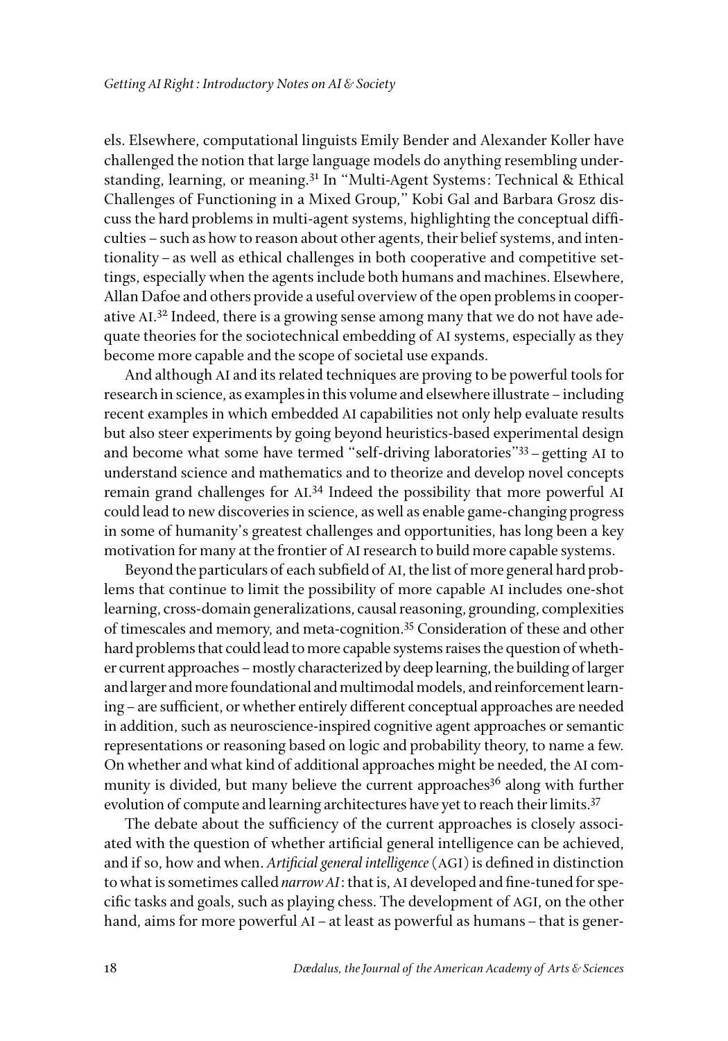els. Elsewhere, computational linguists Emily Bender and Alexander Koller have challenged the notion that large language models do anything resembling understanding, learning, or meaning.[31] In "Multi-Agent Systems: Technical & Ethical Challenges of Functioning in a Mixed Group," Kobi Gal and Barbara Grosz discuss the hard problems in multi-agent systems, highlighting the conceptual difficulties – such as how to reason about other agents, their belief systems, and intentionality – as well as ethical challenges in both cooperative and competitive settings, especially when the agents include both humans and machines. Elsewhere, Allan Dafoe and others provide a useful overview of the open problems in cooperative AI.[32] Indeed, there is a growing sense among many that we do not have adequate theories for the sociotechnical embedding of AI systems, especially as they become more capable and the scope of societal use expands.

And although AI and its related techniques are proving to be powerful tools for research in science, as examples in this volume and elsewhere illustrate – including recent examples in which embedded AI capabilities not only help evaluate results but also steer experiments by going beyond heuristics-based experimental design and become what some have termed "self-driving laboratories"[33] – getting AI to understand science and mathematics and to theorize and develop novel concepts remain grand challenges for AI.[34] Indeed the possibility that more powerful AI could lead to new discoveries in science, as well as enable game-changing progress in some of humanity's greatest challenges and opportunities, has long been a key motivation for many at the frontier of AI research to build more capable systems.

Beyond the particulars of each subfield of AI, the list of more general hard problems that continue to limit the possibility of more capable AI includes one-shot learning, cross-domain generalizations, causal reasoning, grounding, complexities of timescales and memory, and meta-cognition.[35] Consideration of these and other hard problems that could lead to more capable systems raises the question of whether current approaches – mostly characterized by deep learning, the building of larger and larger and more foundational and multimodal models, and reinforcement learning – are sufficient, or whether entirely different conceptual approaches are needed in addition, such as neuroscience-inspired cognitive agent approaches or semantic representations or reasoning based on logic and probability theory, to name a few. On whether and what kind of additional approaches might be needed, the AI community is divided, but many believe the current approaches[36] along with further evolution of compute and learning architectures have yet to reach their limits.[37]

The debate about the sufficiency of the current approaches is closely associated with the question of whether artificial general intelligence can be achieved, and if so, how and when. *Artificial general intelligence* (AGI) is defined in distinction to what is sometimes called *narrow AI*: that is, AI developed and fine-tuned for specific tasks and goals, such as playing chess. The development of AGI, on the other hand, aims for more powerful AI – at least as powerful as humans – that is gener-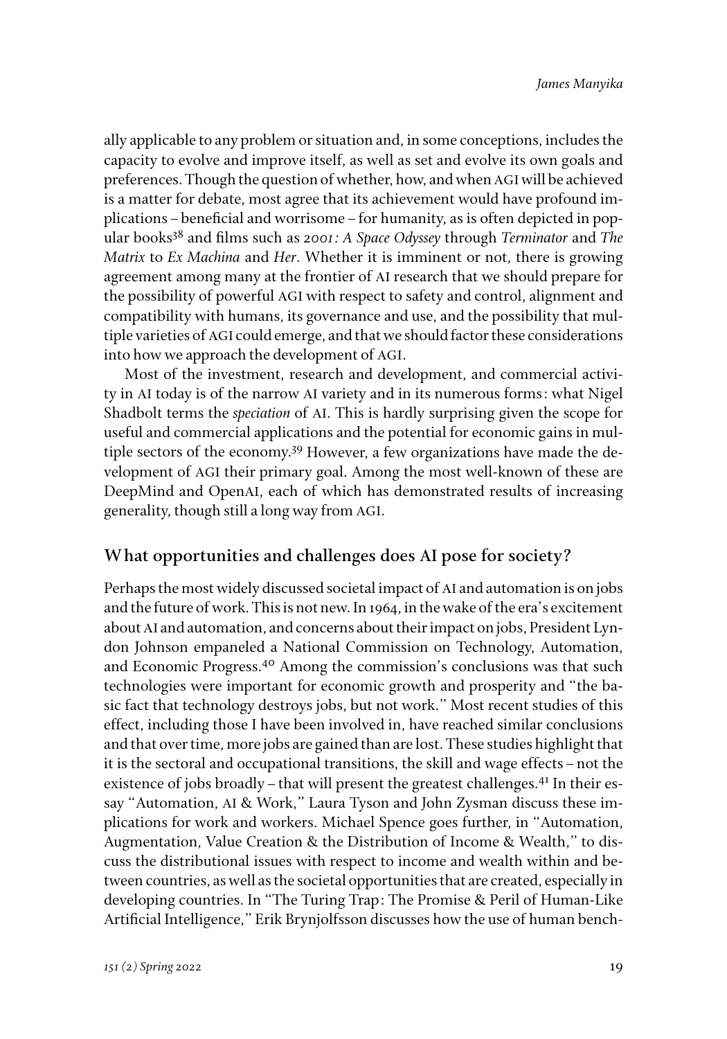ally applicable to any problem or situation and, in some conceptions, includes the capacity to evolve and improve itself, as well as set and evolve its own goals and preferences. Though the question of whether, how, and when AGI will be achieved is a matter for debate, most agree that its achievement would have profound implications – beneficial and worrisome – for humanity, as is often depicted in popular books[38] and films such as *2001: A Space Odyssey* through *Terminator* and *The Matrix* to *Ex Machina* and *Her*. Whether it is imminent or not, there is growing agreement among many at the frontier of AI research that we should prepare for the possibility of powerful AGI with respect to safety and control, alignment and compatibility with humans, its governance and use, and the possibility that multiple varieties of AGI could emerge, and that we should factor these considerations into how we approach the development of AGI.

Most of the investment, research and development, and commercial activity in AI today is of the narrow AI variety and in its numerous forms: what Nigel Shadbolt terms the *speciation* of AI. This is hardly surprising given the scope for useful and commercial applications and the potential for economic gains in multiple sectors of the economy.[39] However, a few organizations have made the development of AGI their primary goal. Among the most well-known of these are DeepMind and OpenAI, each of which has demonstrated results of increasing generality, though still a long way from AGI.

## What opportunities and challenges does AI pose for society?

Perhaps the most widely discussed societal impact of AI and automation is on jobs and the future of work. This is not new. In 1964, in the wake of the era's excitement about AI and automation, and concerns about their impact on jobs, President Lyndon Johnson empaneled a National Commission on Technology, Automation, and Economic Progress.[40] Among the commission's conclusions was that such technologies were important for economic growth and prosperity and "the basic fact that technology destroys jobs, but not work." Most recent studies of this effect, including those I have been involved in, have reached similar conclusions and that over time, more jobs are gained than are lost. These studies highlight that it is the sectoral and occupational transitions, the skill and wage effects – not the existence of jobs broadly – that will present the greatest challenges.[41] In their essay "Automation, AI & Work," Laura Tyson and John Zysman discuss these implications for work and workers. Michael Spence goes further, in "Automation, Augmentation, Value Creation & the Distribution of Income & Wealth," to discuss the distributional issues with respect to income and wealth within and between countries, as well as the societal opportunities that are created, especially in developing countries. In "The Turing Trap: The Promise & Peril of Human-Like Artificial Intelligence," Erik Brynjolfsson discusses how the use of human bench-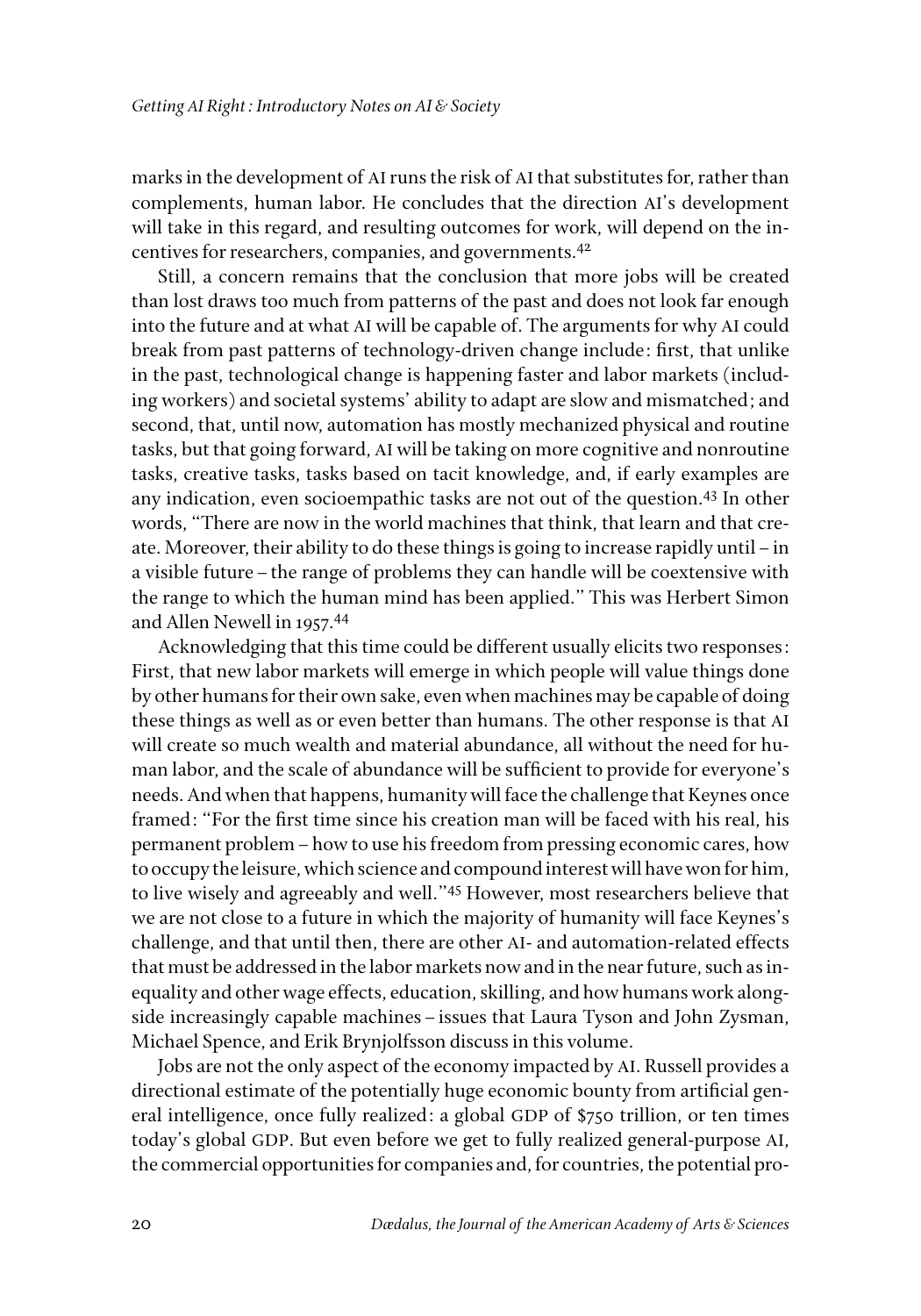marks in the development of AI runs the risk of AI that substitutes for, rather than complements, human labor. He concludes that the direction AI's development will take in this regard, and resulting outcomes for work, will depend on the incentives for researchers, companies, and governments.[42]

Still, a concern remains that the conclusion that more jobs will be created than lost draws too much from patterns of the past and does not look far enough into the future and at what AI will be capable of. The arguments for why AI could break from past patterns of technology-driven change include: first, that unlike in the past, technological change is happening faster and labor markets (including workers) and societal systems' ability to adapt are slow and mismatched; and second, that, until now, automation has mostly mechanized physical and routine tasks, but that going forward, AI will be taking on more cognitive and nonroutine tasks, creative tasks, tasks based on tacit knowledge, and, if early examples are any indication, even socioempathic tasks are not out of the question.[43] In other words, "There are now in the world machines that think, that learn and that create. Moreover, their ability to do these things is going to increase rapidly until – in a visible future – the range of problems they can handle will be coextensive with the range to which the human mind has been applied." This was Herbert Simon and Allen Newell in 1957.[44]

Acknowledging that this time could be different usually elicits two responses: First, that new labor markets will emerge in which people will value things done by other humans for their own sake, even when machines may be capable of doing these things as well as or even better than humans. The other response is that AI will create so much wealth and material abundance, all without the need for human labor, and the scale of abundance will be sufficient to provide for everyone's needs. And when that happens, humanity will face the challenge that Keynes once framed: "For the first time since his creation man will be faced with his real, his permanent problem – how to use his freedom from pressing economic cares, how to occupy the leisure, which science and compound interest will have won for him, to live wisely and agreeably and well."[45] However, most researchers believe that we are not close to a future in which the majority of humanity will face Keynes's challenge, and that until then, there are other AI- and automation-related effects that must be addressed in the labor markets now and in the near future, such as inequality and other wage effects, education, skilling, and how humans work alongside increasingly capable machines – issues that Laura Tyson and John Zysman, Michael Spence, and Erik Brynjolfsson discuss in this volume.

Jobs are not the only aspect of the economy impacted by AI. Russell provides a directional estimate of the potentially huge economic bounty from artificial general intelligence, once fully realized: a global GDP of $750 trillion, or ten times today's global GDP. But even before we get to fully realized general-purpose AI, the commercial opportunities for companies and, for countries, the potential pro-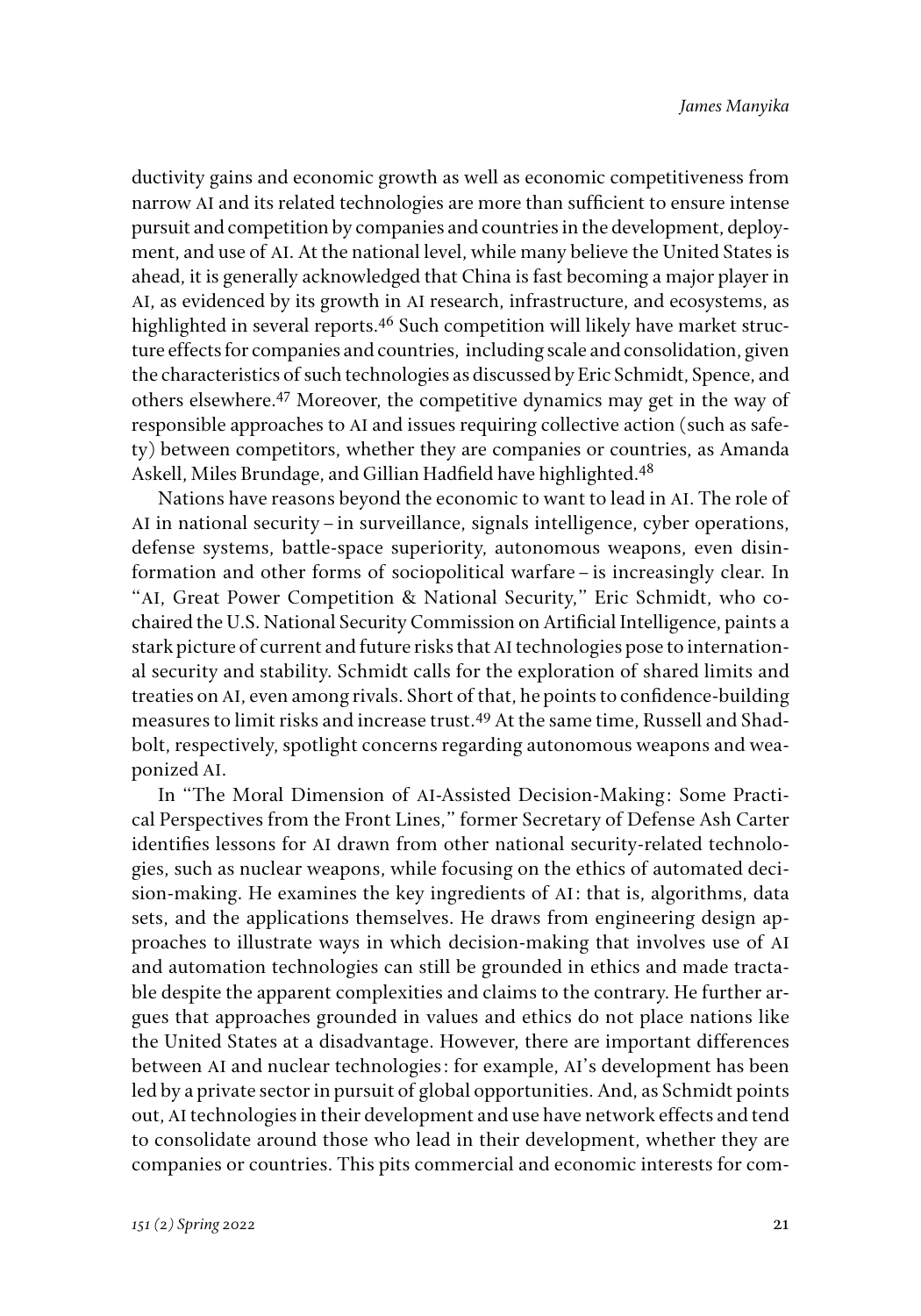ductivity gains and economic growth as well as economic competitiveness from narrow AI and its related technologies are more than sufficient to ensure intense pursuit and competition by companies and countries in the development, deployment, and use of AI. At the national level, while many believe the United States is ahead, it is generally acknowledged that China is fast becoming a major player in AI, as evidenced by its growth in AI research, infrastructure, and ecosystems, as highlighted in several reports.[46] Such competition will likely have market structure effects for companies and countries, including scale and consolidation, given the characteristics of such technologies as discussed by Eric Schmidt, Spence, and others elsewhere.[47] Moreover, the competitive dynamics may get in the way of responsible approaches to AI and issues requiring collective action (such as safety) between competitors, whether they are companies or countries, as Amanda Askell, Miles Brundage, and Gillian Hadfield have highlighted.[48]

Nations have reasons beyond the economic to want to lead in AI. The role of AI in national security – in surveillance, signals intelligence, cyber operations, defense systems, battle-space superiority, autonomous weapons, even disinformation and other forms of sociopolitical warfare – is increasingly clear. In "AI, Great Power Competition & National Security," Eric Schmidt, who cochaired the U.S. National Security Commission on Artificial Intelligence, paints a stark picture of current and future risks that AI technologies pose to international security and stability. Schmidt calls for the exploration of shared limits and treaties on AI, even among rivals. Short of that, he points to confidence-building measures to limit risks and increase trust.[49] At the same time, Russell and Shadbolt, respectively, spotlight concerns regarding autonomous weapons and weaponized AI.

In "The Moral Dimension of AI-Assisted Decision-Making: Some Practical Perspectives from the Front Lines," former Secretary of Defense Ash Carter identifies lessons for AI drawn from other national security-related technologies, such as nuclear weapons, while focusing on the ethics of automated decision-making. He examines the key ingredients of AI: that is, algorithms, data sets, and the applications themselves. He draws from engineering design approaches to illustrate ways in which decision-making that involves use of AI and automation technologies can still be grounded in ethics and made tractable despite the apparent complexities and claims to the contrary. He further argues that approaches grounded in values and ethics do not place nations like the United States at a disadvantage. However, there are important differences between AI and nuclear technologies: for example, AI's development has been led by a private sector in pursuit of global opportunities. And, as Schmidt points out, AI technologies in their development and use have network effects and tend to consolidate around those who lead in their development, whether they are companies or countries. This pits commercial and economic interests for com-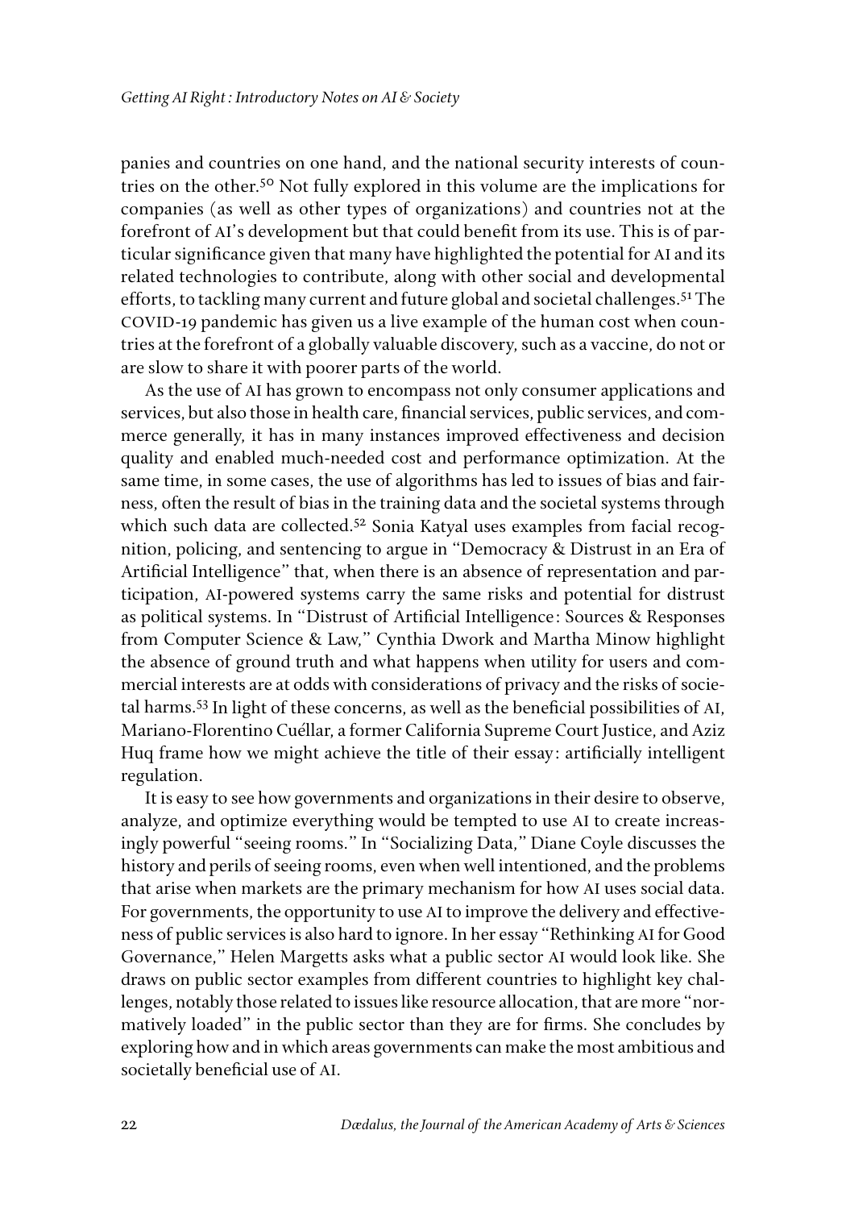panies and countries on one hand, and the national security interests of countries on the other.[50] Not fully explored in this volume are the implications for companies (as well as other types of organizations) and countries not at the forefront of AI's development but that could benefit from its use. This is of particular significance given that many have highlighted the potential for AI and its related technologies to contribute, along with other social and developmental efforts, to tackling many current and future global and societal challenges.[51] The COVID-19 pandemic has given us a live example of the human cost when countries at the forefront of a globally valuable discovery, such as a vaccine, do not or are slow to share it with poorer parts of the world.

As the use of AI has grown to encompass not only consumer applications and services, but also those in health care, financial services, public services, and commerce generally, it has in many instances improved effectiveness and decision quality and enabled much-needed cost and performance optimization. At the same time, in some cases, the use of algorithms has led to issues of bias and fairness, often the result of bias in the training data and the societal systems through which such data are collected.[52] Sonia Katyal uses examples from facial recognition, policing, and sentencing to argue in "Democracy & Distrust in an Era of Artificial Intelligence" that, when there is an absence of representation and participation, AI-powered systems carry the same risks and potential for distrust as political systems. In "Distrust of Artificial Intelligence: Sources & Responses from Computer Science & Law," Cynthia Dwork and Martha Minow highlight the absence of ground truth and what happens when utility for users and commercial interests are at odds with considerations of privacy and the risks of societal harms.[53] In light of these concerns, as well as the beneficial possibilities of AI, Mariano-Florentino Cuéllar, a former California Supreme Court Justice, and Aziz Huq frame how we might achieve the title of their essay: artificially intelligent regulation.

It is easy to see how governments and organizations in their desire to observe, analyze, and optimize everything would be tempted to use AI to create increasingly powerful "seeing rooms." In "Socializing Data," Diane Coyle discusses the history and perils of seeing rooms, even when well intentioned, and the problems that arise when markets are the primary mechanism for how AI uses social data. For governments, the opportunity to use AI to improve the delivery and effectiveness of public services is also hard to ignore. In her essay "Rethinking AI for Good Governance," Helen Margetts asks what a public sector AI would look like. She draws on public sector examples from different countries to highlight key challenges, notably those related to issues like resource allocation, that are more "normatively loaded" in the public sector than they are for firms. She concludes by exploring how and in which areas governments can make the most ambitious and societally beneficial use of AI.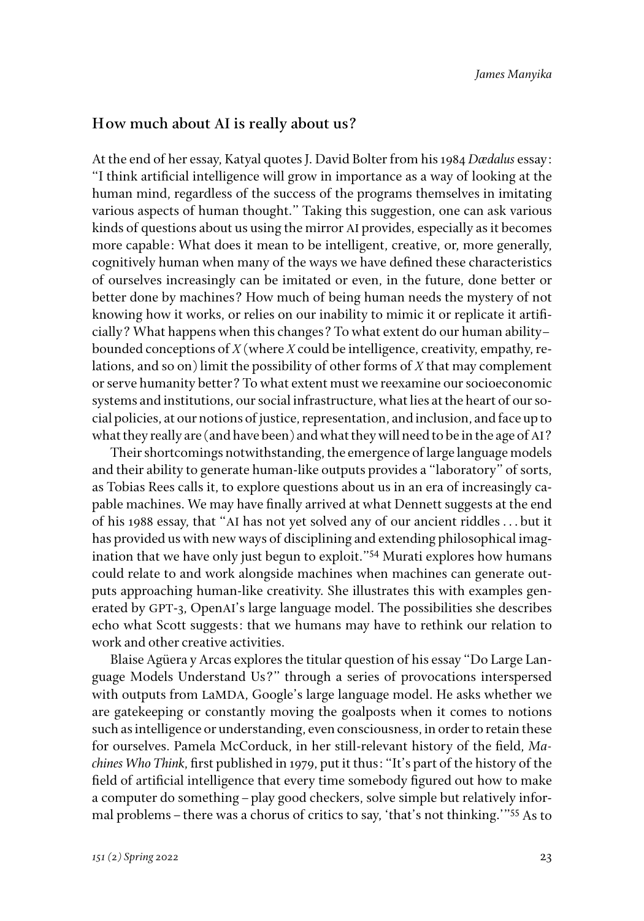## How much about AI is really about us?

At the end of her essay, Katyal quotes J. David Bolter from his 1984 *Dædalus* essay: "I think artificial intelligence will grow in importance as a way of looking at the human mind, regardless of the success of the programs themselves in imitating various aspects of human thought." Taking this suggestion, one can ask various kinds of questions about us using the mirror AI provides, especially as it becomes more capable: What does it mean to be intelligent, creative, or, more generally, cognitively human when many of the ways we have defined these characteristics of ourselves increasingly can be imitated or even, in the future, done better or better done by machines? How much of being human needs the mystery of not knowing how it works, or relies on our inability to mimic it or replicate it artificially? What happens when this changes? To what extent do our human ability–bounded conceptions of *X* (where *X* could be intelligence, creativity, empathy, relations, and so on) limit the possibility of other forms of *X* that may complement or serve humanity better? To what extent must we reexamine our socioeconomic systems and institutions, our social infrastructure, what lies at the heart of our social policies, at our notions of justice, representation, and inclusion, and face up to what they really are (and have been) and what they will need to be in the age of AI?

Their shortcomings notwithstanding, the emergence of large language models and their ability to generate human-like outputs provides a "laboratory" of sorts, as Tobias Rees calls it, to explore questions about us in an era of increasingly capable machines. We may have finally arrived at what Dennett suggests at the end of his 1988 essay, that "AI has not yet solved any of our ancient riddles . . . but it has provided us with new ways of disciplining and extending philosophical imagination that we have only just begun to exploit."[54] Murati explores how humans could relate to and work alongside machines when machines can generate outputs approaching human-like creativity. She illustrates this with examples generated by GPT-3, OpenAI's large language model. The possibilities she describes echo what Scott suggests: that we humans may have to rethink our relation to work and other creative activities.

Blaise Agüera y Arcas explores the titular question of his essay "Do Large Language Models Understand Us?" through a series of provocations interspersed with outputs from LaMDA, Google's large language model. He asks whether we are gatekeeping or constantly moving the goalposts when it comes to notions such as intelligence or understanding, even consciousness, in order to retain these for ourselves. Pamela McCorduck, in her still-relevant history of the field, *Machines Who Think*, first published in 1979, put it thus: "It's part of the history of the field of artificial intelligence that every time somebody figured out how to make a computer do something – play good checkers, solve simple but relatively informal problems – there was a chorus of critics to say, 'that's not thinking.'"[55] As to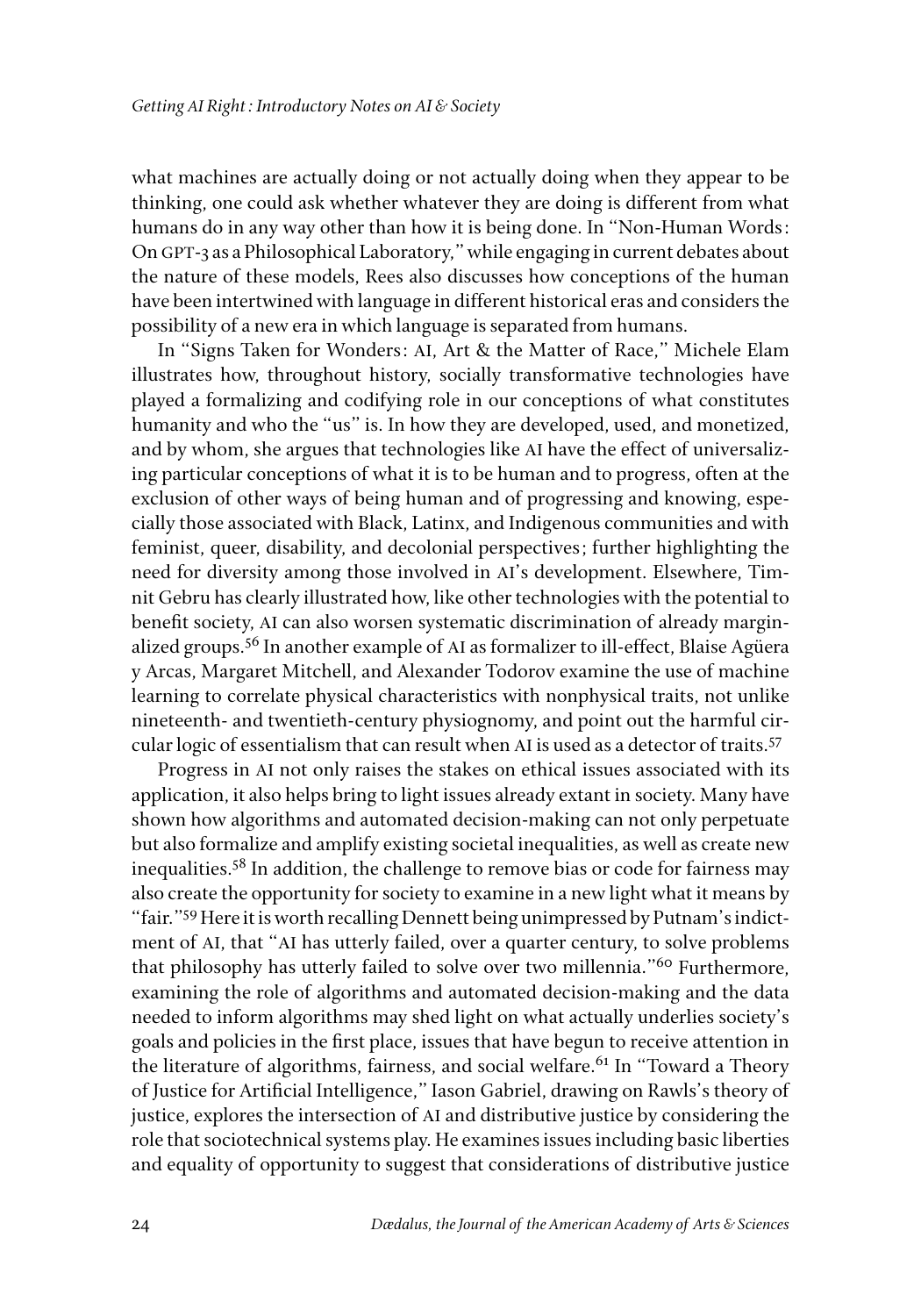what machines are actually doing or not actually doing when they appear to be thinking, one could ask whether whatever they are doing is different from what humans do in any way other than how it is being done. In "Non-Human Words: On GPT-3 as a Philosophical Laboratory," while engaging in current debates about the nature of these models, Rees also discusses how conceptions of the human have been intertwined with language in different historical eras and considers the possibility of a new era in which language is separated from humans.

In "Signs Taken for Wonders: AI, Art & the Matter of Race," Michele Elam illustrates how, throughout history, socially transformative technologies have played a formalizing and codifying role in our conceptions of what constitutes humanity and who the "us" is. In how they are developed, used, and monetized, and by whom, she argues that technologies like AI have the effect of universalizing particular conceptions of what it is to be human and to progress, often at the exclusion of other ways of being human and of progressing and knowing, especially those associated with Black, Latinx, and Indigenous communities and with feminist, queer, disability, and decolonial perspectives; further highlighting the need for diversity among those involved in AI's development. Elsewhere, Timnit Gebru has clearly illustrated how, like other technologies with the potential to benefit society, AI can also worsen systematic discrimination of already marginalized groups.[56] In another example of AI as formalizer to ill-effect, Blaise Agüera y Arcas, Margaret Mitchell, and Alexander Todorov examine the use of machine learning to correlate physical characteristics with nonphysical traits, not unlike nineteenth- and twentieth-century physiognomy, and point out the harmful circular logic of essentialism that can result when AI is used as a detector of traits.[57]

Progress in AI not only raises the stakes on ethical issues associated with its application, it also helps bring to light issues already extant in society. Many have shown how algorithms and automated decision-making can not only perpetuate but also formalize and amplify existing societal inequalities, as well as create new inequalities.[58] In addition, the challenge to remove bias or code for fairness may also create the opportunity for society to examine in a new light what it means by "fair."[59] Here it is worth recalling Dennett being unimpressed by Putnam's indictment of AI, that "AI has utterly failed, over a quarter century, to solve problems that philosophy has utterly failed to solve over two millennia."[60] Furthermore, examining the role of algorithms and automated decision-making and the data needed to inform algorithms may shed light on what actually underlies society's goals and policies in the first place, issues that have begun to receive attention in the literature of algorithms, fairness, and social welfare.[61] In "Toward a Theory of Justice for Artificial Intelligence," Iason Gabriel, drawing on Rawls's theory of justice, explores the intersection of AI and distributive justice by considering the role that sociotechnical systems play. He examines issues including basic liberties and equality of opportunity to suggest that considerations of distributive justice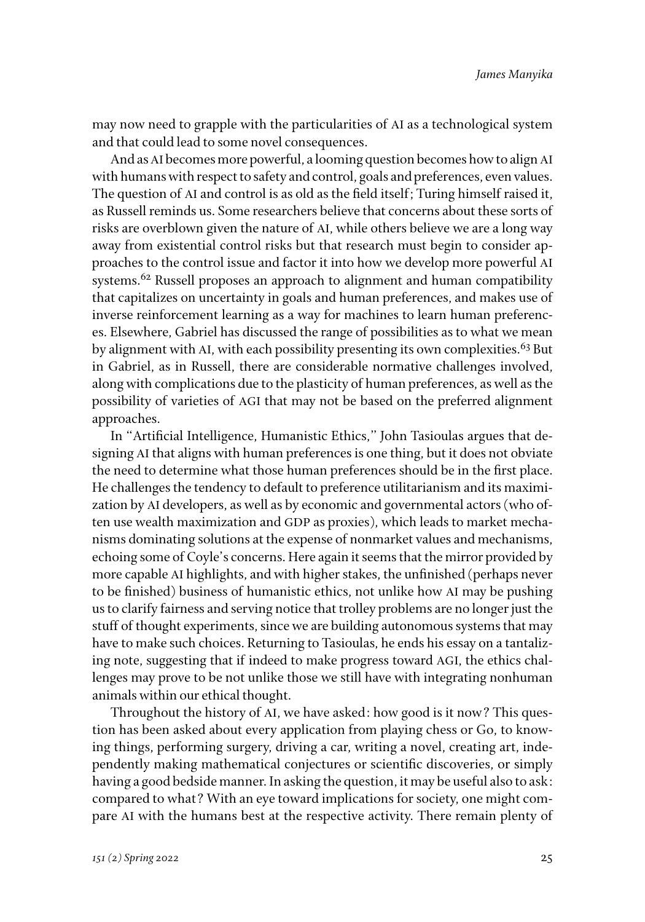may now need to grapple with the particularities of AI as a technological system and that could lead to some novel consequences.

And as AI becomes more powerful, a looming question becomes how to align AI with humans with respect to safety and control, goals and preferences, even values. The question of AI and control is as old as the field itself; Turing himself raised it, as Russell reminds us. Some researchers believe that concerns about these sorts of risks are overblown given the nature of AI, while others believe we are a long way away from existential control risks but that research must begin to consider approaches to the control issue and factor it into how we develop more powerful AI systems.[62] Russell proposes an approach to alignment and human compatibility that capitalizes on uncertainty in goals and human preferences, and makes use of inverse reinforcement learning as a way for machines to learn human preferences. Elsewhere, Gabriel has discussed the range of possibilities as to what we mean by alignment with AI, with each possibility presenting its own complexities.[63] But in Gabriel, as in Russell, there are considerable normative challenges involved, along with complications due to the plasticity of human preferences, as well as the possibility of varieties of AGI that may not be based on the preferred alignment approaches.

In "Artificial Intelligence, Humanistic Ethics," John Tasioulas argues that designing AI that aligns with human preferences is one thing, but it does not obviate the need to determine what those human preferences should be in the first place. He challenges the tendency to default to preference utilitarianism and its maximization by AI developers, as well as by economic and governmental actors (who often use wealth maximization and GDP as proxies), which leads to market mechanisms dominating solutions at the expense of nonmarket values and mechanisms, echoing some of Coyle's concerns. Here again it seems that the mirror provided by more capable AI highlights, and with higher stakes, the unfinished (perhaps never to be finished) business of humanistic ethics, not unlike how AI may be pushing us to clarify fairness and serving notice that trolley problems are no longer just the stuff of thought experiments, since we are building autonomous systems that may have to make such choices. Returning to Tasioulas, he ends his essay on a tantalizing note, suggesting that if indeed to make progress toward AGI, the ethics challenges may prove to be not unlike those we still have with integrating nonhuman animals within our ethical thought.

Throughout the history of AI, we have asked: how good is it now? This question has been asked about every application from playing chess or Go, to knowing things, performing surgery, driving a car, writing a novel, creating art, independently making mathematical conjectures or scientific discoveries, or simply having a good bedside manner. In asking the question, it may be useful also to ask: compared to what? With an eye toward implications for society, one might compare AI with the humans best at the respective activity. There remain plenty of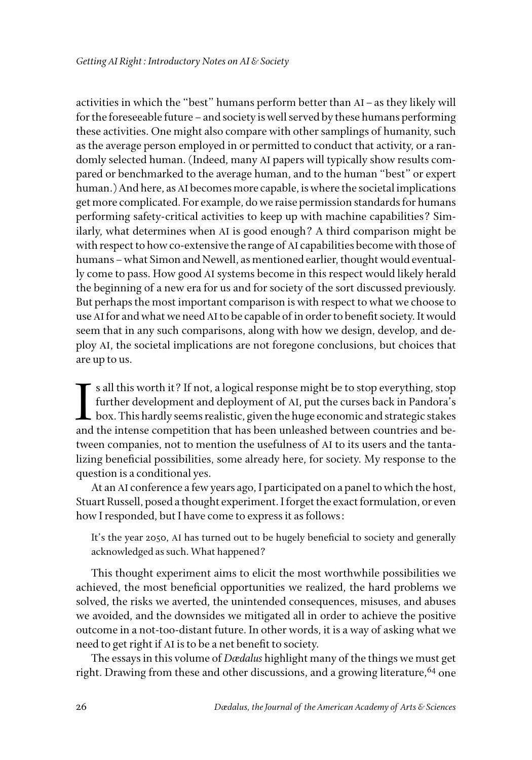activities in which the "best" humans perform better than AI – as they likely will for the foreseeable future – and society is well served by these humans performing these activities. One might also compare with other samplings of humanity, such as the average person employed in or permitted to conduct that activity, or a randomly selected human. (Indeed, many AI papers will typically show results compared or benchmarked to the average human, and to the human "best" or expert human.) And here, as AI becomes more capable, is where the societal implications get more complicated. For example, do we raise permission standards for humans performing safety-critical activities to keep up with machine capabilities? Similarly, what determines when AI is good enough? A third comparison might be with respect to how co-extensive the range of AI capabilities become with those of humans – what Simon and Newell, as mentioned earlier, thought would eventually come to pass. How good AI systems become in this respect would likely herald the beginning of a new era for us and for society of the sort discussed previously. But perhaps the most important comparison is with respect to what we choose to use AI for and what we need AI to be capable of in order to benefit society. It would seem that in any such comparisons, along with how we design, develop, and deploy AI, the societal implications are not foregone conclusions, but choices that are up to us.

Is all this worth it? If not, a logical response might be to stop everything, stop further development and deployment of AI, put the curses back in Pandora's box. This hardly seems realistic, given the huge economic and strategic stakes and the intense competition that has been unleashed between countries and between companies, not to mention the usefulness of AI to its users and the tantalizing beneficial possibilities, some already here, for society. My response to the question is a conditional yes.

At an AI conference a few years ago, I participated on a panel to which the host, Stuart Russell, posed a thought experiment. I forget the exact formulation, or even how I responded, but I have come to express it as follows:

> It's the year 2050, AI has turned out to be hugely beneficial to society and generally acknowledged as such. What happened?

This thought experiment aims to elicit the most worthwhile possibilities we achieved, the most beneficial opportunities we realized, the hard problems we solved, the risks we averted, the unintended consequences, misuses, and abuses we avoided, and the downsides we mitigated all in order to achieve the positive outcome in a not-too-distant future. In other words, it is a way of asking what we need to get right if AI is to be a net benefit to society.

The essays in this volume of *Dædalus* highlight many of the things we must get right. Drawing from these and other discussions, and a growing literature,[64] one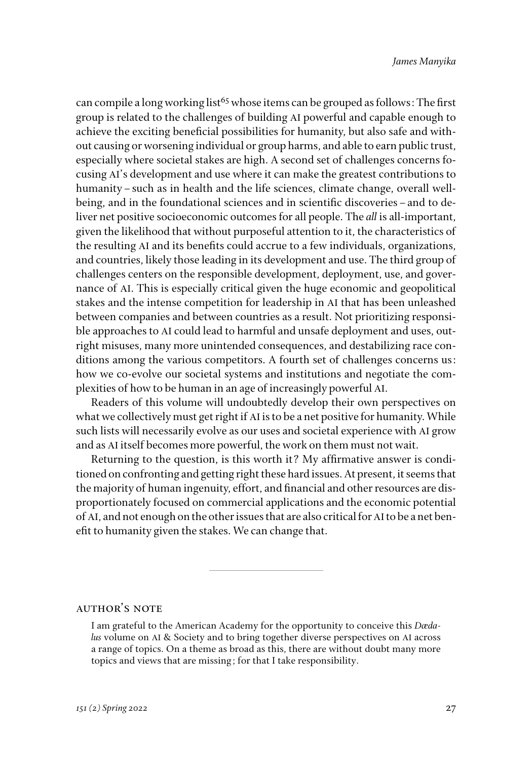can compile a long working list[65] whose items can be grouped as follows: The first group is related to the challenges of building AI powerful and capable enough to achieve the exciting beneficial possibilities for humanity, but also safe and without causing or worsening individual or group harms, and able to earn public trust, especially where societal stakes are high. A second set of challenges concerns focusing AI's development and use where it can make the greatest contributions to humanity – such as in health and the life sciences, climate change, overall well-being, and in the foundational sciences and in scientific discoveries – and to deliver net positive socioeconomic outcomes for all people. The *all* is all-important, given the likelihood that without purposeful attention to it, the characteristics of the resulting AI and its benefits could accrue to a few individuals, organizations, and countries, likely those leading in its development and use. The third group of challenges centers on the responsible development, deployment, use, and governance of AI. This is especially critical given the huge economic and geopolitical stakes and the intense competition for leadership in AI that has been unleashed between companies and between countries as a result. Not prioritizing responsible approaches to AI could lead to harmful and unsafe deployment and uses, outright misuses, many more unintended consequences, and destabilizing race conditions among the various competitors. A fourth set of challenges concerns us: how we co-evolve our societal systems and institutions and negotiate the complexities of how to be human in an age of increasingly powerful AI.

Readers of this volume will undoubtedly develop their own perspectives on what we collectively must get right if AI is to be a net positive for humanity. While such lists will necessarily evolve as our uses and societal experience with AI grow and as AI itself becomes more powerful, the work on them must not wait.

Returning to the question, is this worth it? My affirmative answer is conditioned on confronting and getting right these hard issues. At present, it seems that the majority of human ingenuity, effort, and financial and other resources are disproportionately focused on commercial applications and the economic potential of AI, and not enough on the other issues that are also critical for AI to be a net benefit to humanity given the stakes. We can change that.

---

## Author's Note

I am grateful to the American Academy for the opportunity to conceive this *Dædalus* volume on AI & Society and to bring together diverse perspectives on AI across a range of topics. On a theme as broad as this, there are without doubt many more topics and views that are missing; for that I take responsibility.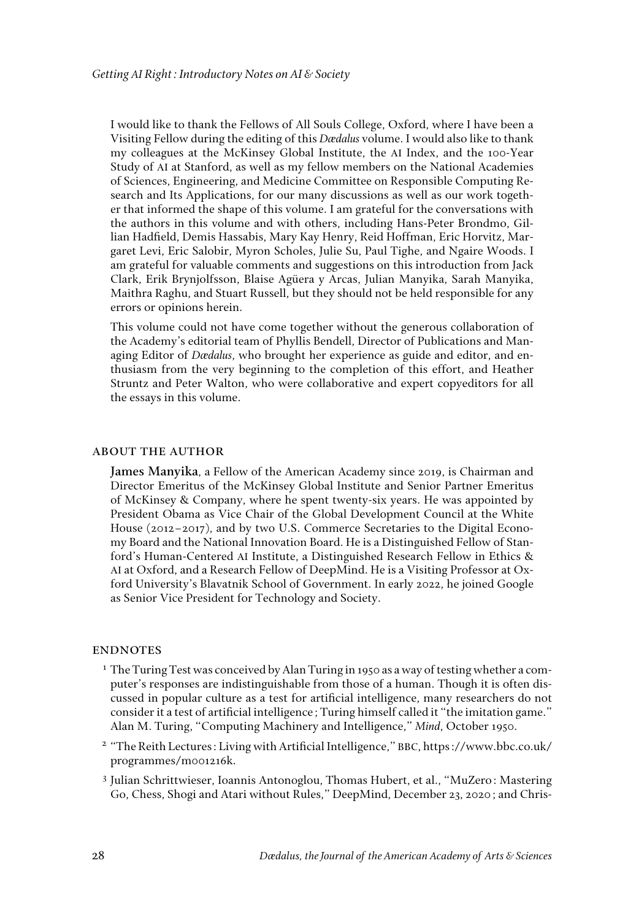I would like to thank the Fellows of All Souls College, Oxford, where I have been a Visiting Fellow during the editing of this *Dædalus* volume. I would also like to thank my colleagues at the McKinsey Global Institute, the AI Index, and the 100-Year Study of AI at Stanford, as well as my fellow members on the National Academies of Sciences, Engineering, and Medicine Committee on Responsible Computing Research and Its Applications, for our many discussions as well as our work together that informed the shape of this volume. I am grateful for the conversations with the authors in this volume and with others, including Hans-Peter Brondmo, Gillian Hadfield, Demis Hassabis, Mary Kay Henry, Reid Hoffman, Eric Horvitz, Margaret Levi, Eric Salobir, Myron Scholes, Julie Su, Paul Tighe, and Ngaire Woods. I am grateful for valuable comments and suggestions on this introduction from Jack Clark, Erik Brynjolfsson, Blaise Agüera y Arcas, Julian Manyika, Sarah Manyika, Maithra Raghu, and Stuart Russell, but they should not be held responsible for any errors or opinions herein.

This volume could not have come together without the generous collaboration of the Academy's editorial team of Phyllis Bendell, Director of Publications and Managing Editor of *Dædalus*, who brought her experience as guide and editor, and enthusiasm from the very beginning to the completion of this effort, and Heather Struntz and Peter Walton, who were collaborative and expert copyeditors for all the essays in this volume.

## About the Author

**James Manyika**, a Fellow of the American Academy since 2019, is Chairman and Director Emeritus of the McKinsey Global Institute and Senior Partner Emeritus of McKinsey & Company, where he spent twenty-six years. He was appointed by President Obama as Vice Chair of the Global Development Council at the White House (2012–2017), and by two U.S. Commerce Secretaries to the Digital Economy Board and the National Innovation Board. He is a Distinguished Fellow of Stanford's Human-Centered AI Institute, a Distinguished Research Fellow in Ethics & AI at Oxford, and a Research Fellow of DeepMind. He is a Visiting Professor at Oxford University's Blavatnik School of Government. In early 2022, he joined Google as Senior Vice President for Technology and Society.

## Endnotes

[1] The Turing Test was conceived by Alan Turing in 1950 as a way of testing whether a computer's responses are indistinguishable from those of a human. Though it is often discussed in popular culture as a test for artificial intelligence, many researchers do not consider it a test of artificial intelligence; Turing himself called it "the imitation game." Alan M. Turing, "Computing Machinery and Intelligence," *Mind*, October 1950.

[2] "The Reith Lectures: Living with Artificial Intelligence," BBC, https://www.bbc.co.uk/programmes/m001216k.

[3] Julian Schrittwieser, Ioannis Antonoglou, Thomas Hubert, et al., "MuZero: Mastering Go, Chess, Shogi and Atari without Rules," DeepMind, December 23, 2020; and Chris-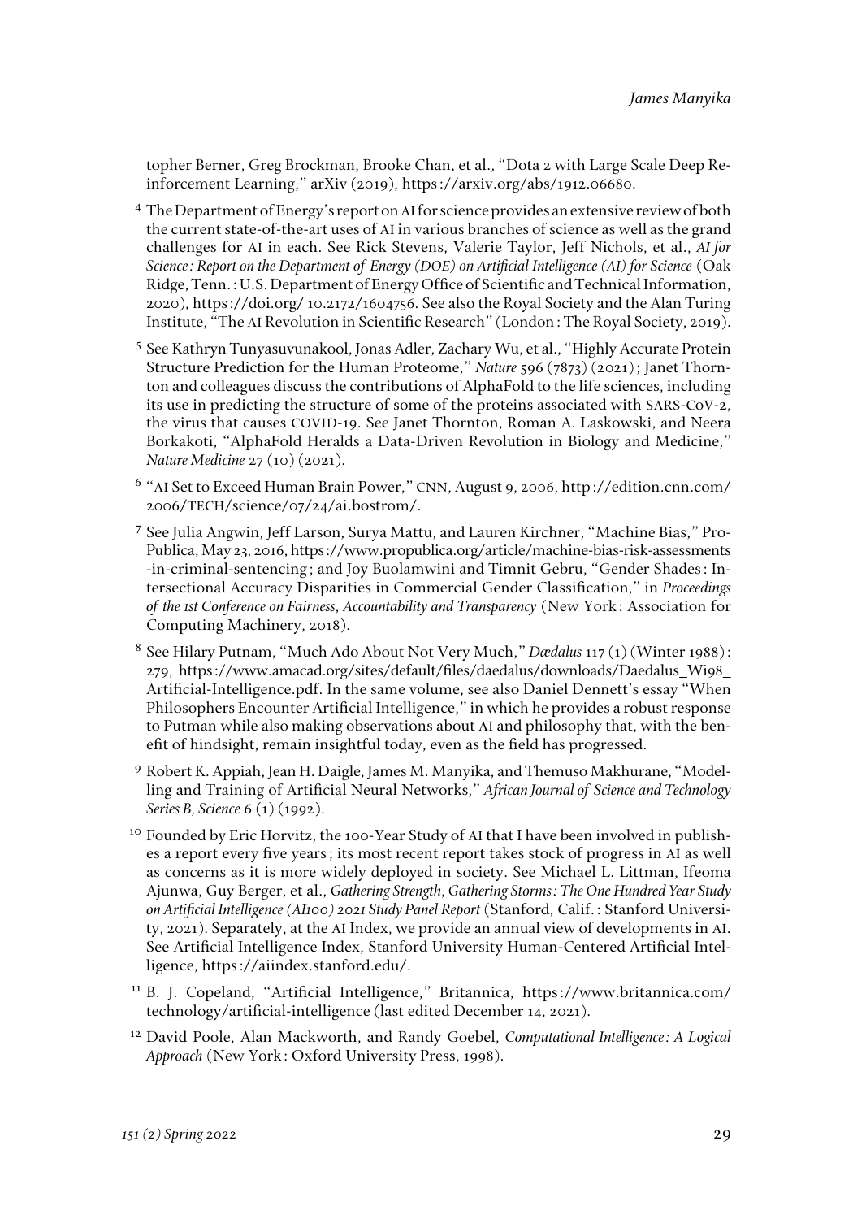topher Berner, Greg Brockman, Brooke Chan, et al., "Dota 2 with Large Scale Deep Reinforcement Learning," arXiv (2019), https://arxiv.org/abs/1912.06680.

[4] The Department of Energy's report on AI for science provides an extensive review of both the current state-of-the-art uses of AI in various branches of science as well as the grand challenges for AI in each. See Rick Stevens, Valerie Taylor, Jeff Nichols, et al., *AI for Science: Report on the Department of Energy (DOE) on Artificial Intelligence (AI) for Science* (Oak Ridge, Tenn.: U.S. Department of Energy Office of Scientific and Technical Information, 2020), https://doi.org/ 10.2172/1604756. See also the Royal Society and the Alan Turing Institute, "The AI Revolution in Scientific Research" (London: The Royal Society, 2019).

[5] See Kathryn Tunyasuvunakool, Jonas Adler, Zachary Wu, et al., "Highly Accurate Protein Structure Prediction for the Human Proteome," *Nature* 596 (7873) (2021); Janet Thornton and colleagues discuss the contributions of AlphaFold to the life sciences, including its use in predicting the structure of some of the proteins associated with SARS-CoV-2, the virus that causes COVID-19. See Janet Thornton, Roman A. Laskowski, and Neera Borkakoti, "AlphaFold Heralds a Data-Driven Revolution in Biology and Medicine," *Nature Medicine* 27 (10) (2021).

[6] "AI Set to Exceed Human Brain Power," CNN, August 9, 2006, http://edition.cnn.com/2006/TECH/science/07/24/ai.bostrom/.

[7] See Julia Angwin, Jeff Larson, Surya Mattu, and Lauren Kirchner, "Machine Bias," ProPublica, May 23, 2016, https://www.propublica.org/article/machine-bias-risk-assessments-in-criminal-sentencing; and Joy Buolamwini and Timnit Gebru, "Gender Shades: Intersectional Accuracy Disparities in Commercial Gender Classification," in *Proceedings of the 1st Conference on Fairness, Accountability and Transparency* (New York: Association for Computing Machinery, 2018).

[8] See Hilary Putnam, "Much Ado About Not Very Much," *Dædalus* 117 (1) (Winter 1988): 279, https://www.amacad.org/sites/default/files/daedalus/downloads/Daedalus_Wi98_Artificial-Intelligence.pdf. In the same volume, see also Daniel Dennett's essay "When Philosophers Encounter Artificial Intelligence," in which he provides a robust response to Putman while also making observations about AI and philosophy that, with the benefit of hindsight, remain insightful today, even as the field has progressed.

[9] Robert K. Appiah, Jean H. Daigle, James M. Manyika, and Themuso Makhurane, "Modelling and Training of Artificial Neural Networks," *African Journal of Science and Technology Series B, Science* 6 (1) (1992).

[10] Founded by Eric Horvitz, the 100-Year Study of AI that I have been involved in publishes a report every five years; its most recent report takes stock of progress in AI as well as concerns as it is more widely deployed in society. See Michael L. Littman, Ifeoma Ajunwa, Guy Berger, et al., *Gathering Strength, Gathering Storms: The One Hundred Year Study on Artificial Intelligence (AI100) 2021 Study Panel Report* (Stanford, Calif.: Stanford University, 2021). Separately, at the AI Index, we provide an annual view of developments in AI. See Artificial Intelligence Index, Stanford University Human-Centered Artificial Intelligence, https://aiindex.stanford.edu/.

[11] B. J. Copeland, "Artificial Intelligence," Britannica, https://www.britannica.com/technology/artificial-intelligence (last edited December 14, 2021).

[12] David Poole, Alan Mackworth, and Randy Goebel, *Computational Intelligence: A Logical Approach* (New York: Oxford University Press, 1998).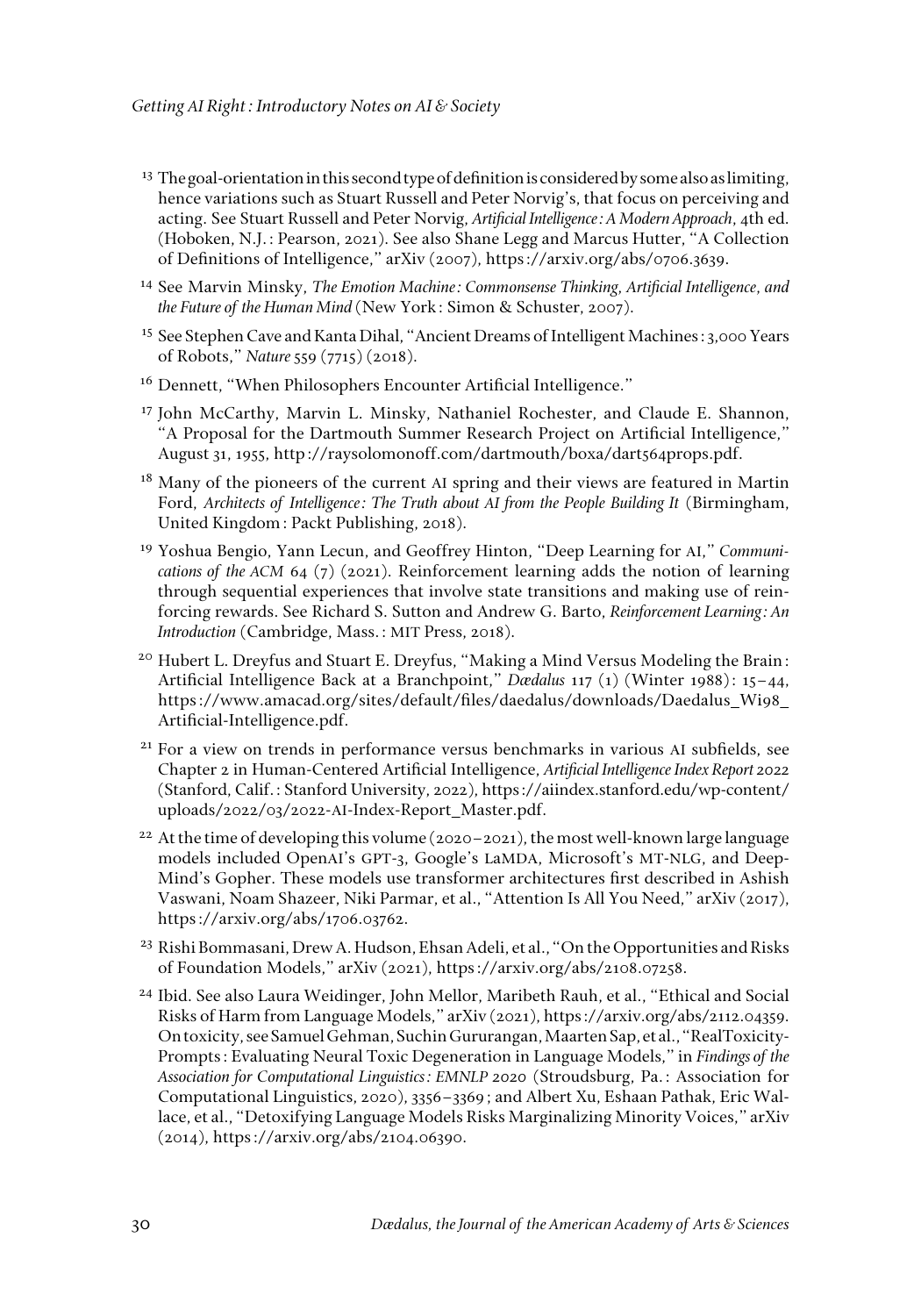[13] The goal-orientation in this second type of definition is considered by some also as limiting, hence variations such as Stuart Russell and Peter Norvig's, that focus on perceiving and acting. See Stuart Russell and Peter Norvig, *Artificial Intelligence: A Modern Approach*, 4th ed. (Hoboken, N.J.: Pearson, 2021). See also Shane Legg and Marcus Hutter, "A Collection of Definitions of Intelligence," arXiv (2007), https://arxiv.org/abs/0706.3639.

[14] See Marvin Minsky, *The Emotion Machine: Commonsense Thinking, Artificial Intelligence, and the Future of the Human Mind* (New York: Simon & Schuster, 2007).

[15] See Stephen Cave and Kanta Dihal, "Ancient Dreams of Intelligent Machines: 3,000 Years of Robots," *Nature* 559 (7715) (2018).

[16] Dennett, "When Philosophers Encounter Artificial Intelligence."

[17] John McCarthy, Marvin L. Minsky, Nathaniel Rochester, and Claude E. Shannon, "A Proposal for the Dartmouth Summer Research Project on Artificial Intelligence," August 31, 1955, http://raysolomonoff.com/dartmouth/boxa/dart564props.pdf.

[18] Many of the pioneers of the current AI spring and their views are featured in Martin Ford, *Architects of Intelligence: The Truth about AI from the People Building It* (Birmingham, United Kingdom: Packt Publishing, 2018).

[19] Yoshua Bengio, Yann Lecun, and Geoffrey Hinton, "Deep Learning for AI," *Communications of the ACM* 64 (7) (2021). Reinforcement learning adds the notion of learning through sequential experiences that involve state transitions and making use of reinforcing rewards. See Richard S. Sutton and Andrew G. Barto, *Reinforcement Learning: An Introduction* (Cambridge, Mass.: MIT Press, 2018).

[20] Hubert L. Dreyfus and Stuart E. Dreyfus, "Making a Mind Versus Modeling the Brain: Artificial Intelligence Back at a Branchpoint," *Dædalus* 117 (1) (Winter 1988): 15–44, https://www.amacad.org/sites/default/files/daedalus/downloads/Daedalus_Wi98_Artificial-Intelligence.pdf.

[21] For a view on trends in performance versus benchmarks in various AI subfields, see Chapter 2 in Human-Centered Artificial Intelligence, *Artificial Intelligence Index Report 2022* (Stanford, Calif.: Stanford University, 2022), https://aiindex.stanford.edu/wp-content/uploads/2022/03/2022-AI-Index-Report_Master.pdf.

[22] At the time of developing this volume (2020–2021), the most well-known large language models included OpenAI's GPT-3, Google's LaMDA, Microsoft's MT-NLG, and DeepMind's Gopher. These models use transformer architectures first described in Ashish Vaswani, Noam Shazeer, Niki Parmar, et al., "Attention Is All You Need," arXiv (2017), https://arxiv.org/abs/1706.03762.

[23] Rishi Bommasani, Drew A. Hudson, Ehsan Adeli, et al., "On the Opportunities and Risks of Foundation Models," arXiv (2021), https://arxiv.org/abs/2108.07258.

[24] Ibid. See also Laura Weidinger, John Mellor, Maribeth Rauh, et al., "Ethical and Social Risks of Harm from Language Models," arXiv (2021), https://arxiv.org/abs/2112.04359. On toxicity, see Samuel Gehman, Suchin Gururangan, Maarten Sap, et al., "RealToxicityPrompts: Evaluating Neural Toxic Degeneration in Language Models," in *Findings of the Association for Computational Linguistics: EMNLP 2020* (Stroudsburg, Pa.: Association for Computational Linguistics, 2020), 3356–3369; and Albert Xu, Eshaan Pathak, Eric Wallace, et al., "Detoxifying Language Models Risks Marginalizing Minority Voices," arXiv (2014), https://arxiv.org/abs/2104.06390.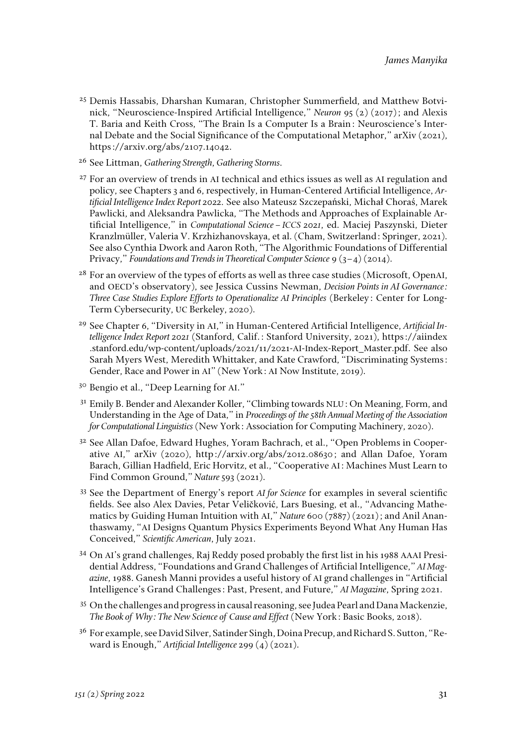[25] Demis Hassabis, Dharshan Kumaran, Christopher Summerfield, and Matthew Botvinick, "Neuroscience-Inspired Artificial Intelligence," *Neuron* 95 (2) (2017); and Alexis T. Baria and Keith Cross, "The Brain Is a Computer Is a Brain: Neuroscience's Internal Debate and the Social Significance of the Computational Metaphor," arXiv (2021), https://arxiv.org/abs/2107.14042.

[26] See Littman, *Gathering Strength, Gathering Storms*.

[27] For an overview of trends in AI technical and ethics issues as well as AI regulation and policy, see Chapters 3 and 6, respectively, in Human-Centered Artificial Intelligence, *Artificial Intelligence Index Report 2022*. See also Mateusz Szczepański, Michał Choraś, Marek Pawlicki, and Aleksandra Pawlicka, "The Methods and Approaches of Explainable Artificial Intelligence," in *Computational Science – ICCS 2021*, ed. Maciej Paszynski, Dieter Kranzlmüller, Valeria V. Krzhizhanovskaya, et al. (Cham, Switzerland: Springer, 2021). See also Cynthia Dwork and Aaron Roth, "The Algorithmic Foundations of Differential Privacy," *Foundations and Trends in Theoretical Computer Science* 9 (3–4) (2014).

[28] For an overview of the types of efforts as well as three case studies (Microsoft, OpenAI, and OECD's observatory), see Jessica Cussins Newman, *Decision Points in AI Governance: Three Case Studies Explore Efforts to Operationalize AI Principles* (Berkeley: Center for Long-Term Cybersecurity, UC Berkeley, 2020).

[29] See Chapter 6, "Diversity in AI," in Human-Centered Artificial Intelligence, *Artificial Intelligence Index Report 2021* (Stanford, Calif.: Stanford University, 2021), https://aiindex.stanford.edu/wp-content/uploads/2021/11/2021-AI-Index-Report_Master.pdf. See also Sarah Myers West, Meredith Whittaker, and Kate Crawford, "Discriminating Systems: Gender, Race and Power in AI" (New York: AI Now Institute, 2019).

[30] Bengio et al., "Deep Learning for AI."

[31] Emily B. Bender and Alexander Koller, "Climbing towards NLU: On Meaning, Form, and Understanding in the Age of Data," in *Proceedings of the 58th Annual Meeting of the Association for Computational Linguistics* (New York: Association for Computing Machinery, 2020).

[32] See Allan Dafoe, Edward Hughes, Yoram Bachrach, et al., "Open Problems in Cooperative AI," arXiv (2020), http://arxiv.org/abs/2012.08630; and Allan Dafoe, Yoram Barach, Gillian Hadfield, Eric Horvitz, et al., "Cooperative AI: Machines Must Learn to Find Common Ground," *Nature* 593 (2021).

[33] See the Department of Energy's report *AI for Science* for examples in several scientific fields. See also Alex Davies, Petar Veličković, Lars Buesing, et al., "Advancing Mathematics by Guiding Human Intuition with AI," *Nature* 600 (7887) (2021); and Anil Ananthaswamy, "AI Designs Quantum Physics Experiments Beyond What Any Human Has Conceived," *Scientific American*, July 2021.

[34] On AI's grand challenges, Raj Reddy posed probably the first list in his 1988 AAAI Presidential Address, "Foundations and Grand Challenges of Artificial Intelligence," *AI Magazine*, 1988. Ganesh Manni provides a useful history of AI grand challenges in "Artificial Intelligence's Grand Challenges: Past, Present, and Future," *AI Magazine*, Spring 2021.

[35] On the challenges and progress in causal reasoning, see Judea Pearl and Dana Mackenzie, *The Book of Why: The New Science of Cause and Effect* (New York: Basic Books, 2018).

[36] For example, see David Silver, Satinder Singh, Doina Precup, and Richard S. Sutton, "Reward is Enough," *Artificial Intelligence* 299 (4) (2021).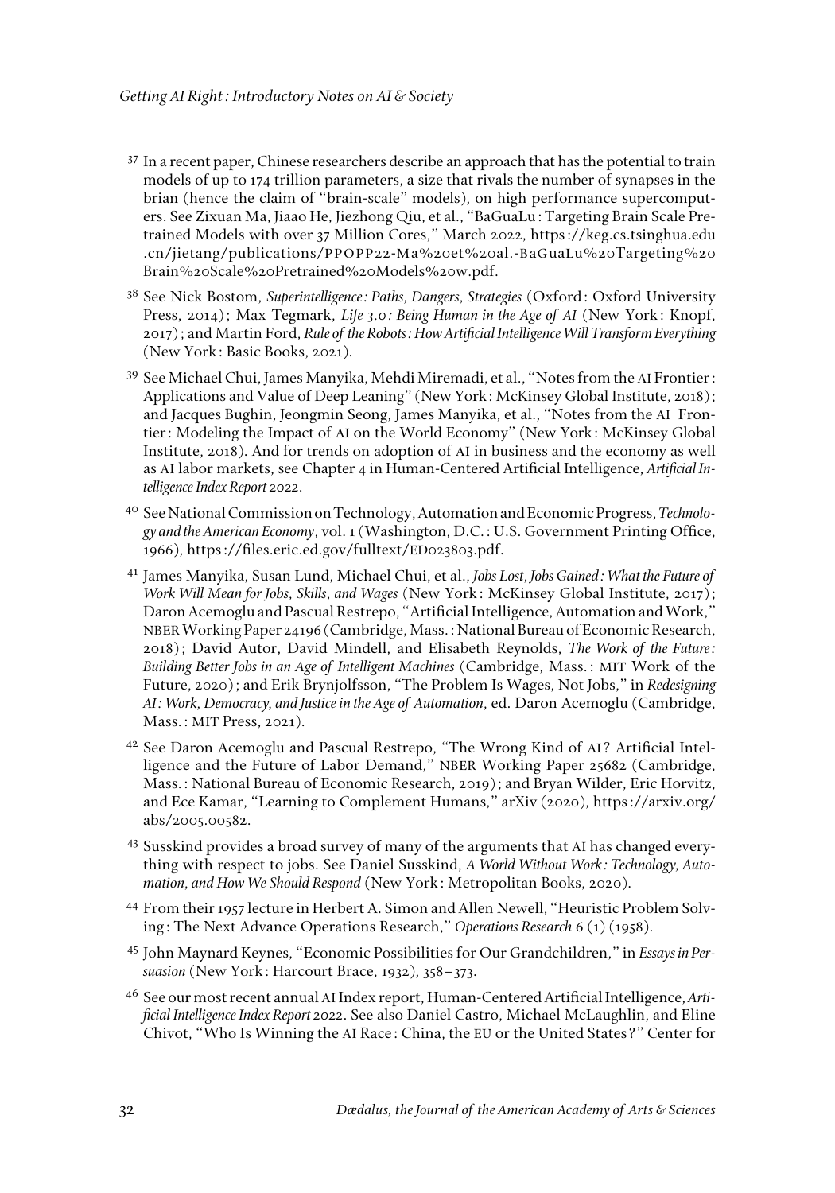[37] In a recent paper, Chinese researchers describe an approach that has the potential to train models of up to 174 trillion parameters, a size that rivals the number of synapses in the brian (hence the claim of "brain-scale" models), on high performance supercomputers. See Zixuan Ma, Jiaao He, Jiezhong Qiu, et al., "BaGuaLu: Targeting Brain Scale Pretrained Models with over 37 Million Cores," March 2022, https://keg.cs.tsinghua.edu.cn/jietang/publications/PPOPP22-Ma%20et%20al.-BaGuaLu%20Targeting%20Brain%20Scale%20Pretrained%20Models%20w.pdf.

[38] See Nick Bostom, *Superintelligence: Paths, Dangers, Strategies* (Oxford: Oxford University Press, 2014); Max Tegmark, *Life 3.0: Being Human in the Age of AI* (New York: Knopf, 2017); and Martin Ford, *Rule of the Robots: How Artificial Intelligence Will Transform Everything* (New York: Basic Books, 2021).

[39] See Michael Chui, James Manyika, Mehdi Miremadi, et al., "Notes from the AI Frontier: Applications and Value of Deep Leaning" (New York: McKinsey Global Institute, 2018); and Jacques Bughin, Jeongmin Seong, James Manyika, et al., "Notes from the AI Frontier: Modeling the Impact of AI on the World Economy" (New York: McKinsey Global Institute, 2018). And for trends on adoption of AI in business and the economy as well as AI labor markets, see Chapter 4 in Human-Centered Artificial Intelligence, *Artificial Intelligence Index Report 2022*.

[40] See National Commission on Technology, Automation and Economic Progress, *Technology and the American Economy*, vol. 1 (Washington, D.C.: U.S. Government Printing Office, 1966), https://files.eric.ed.gov/fulltext/ED023803.pdf.

[41] James Manyika, Susan Lund, Michael Chui, et al., *Jobs Lost, Jobs Gained: What the Future of Work Will Mean for Jobs, Skills, and Wages* (New York: McKinsey Global Institute, 2017); Daron Acemoglu and Pascual Restrepo, "Artificial Intelligence, Automation and Work," NBER Working Paper 24196 (Cambridge, Mass.: National Bureau of Economic Research, 2018); David Autor, David Mindell, and Elisabeth Reynolds, *The Work of the Future: Building Better Jobs in an Age of Intelligent Machines* (Cambridge, Mass.: MIT Work of the Future, 2020); and Erik Brynjolfsson, "The Problem Is Wages, Not Jobs," in *Redesigning AI: Work, Democracy, and Justice in the Age of Automation*, ed. Daron Acemoglu (Cambridge, Mass.: MIT Press, 2021).

[42] See Daron Acemoglu and Pascual Restrepo, "The Wrong Kind of AI? Artificial Intelligence and the Future of Labor Demand," NBER Working Paper 25682 (Cambridge, Mass.: National Bureau of Economic Research, 2019); and Bryan Wilder, Eric Horvitz, and Ece Kamar, "Learning to Complement Humans," arXiv (2020), https://arxiv.org/abs/2005.00582.

[43] Susskind provides a broad survey of many of the arguments that AI has changed everything with respect to jobs. See Daniel Susskind, *A World Without Work: Technology, Automation, and How We Should Respond* (New York: Metropolitan Books, 2020).

[44] From their 1957 lecture in Herbert A. Simon and Allen Newell, "Heuristic Problem Solving: The Next Advance Operations Research," *Operations Research* 6 (1) (1958).

[45] John Maynard Keynes, "Economic Possibilities for Our Grandchildren," in *Essays in Persuasion* (New York: Harcourt Brace, 1932), 358–373.

[46] See our most recent annual AI Index report, Human-Centered Artificial Intelligence, *Artificial Intelligence Index Report 2022*. See also Daniel Castro, Michael McLaughlin, and Eline Chivot, "Who Is Winning the AI Race: China, the EU or the United States?" Center for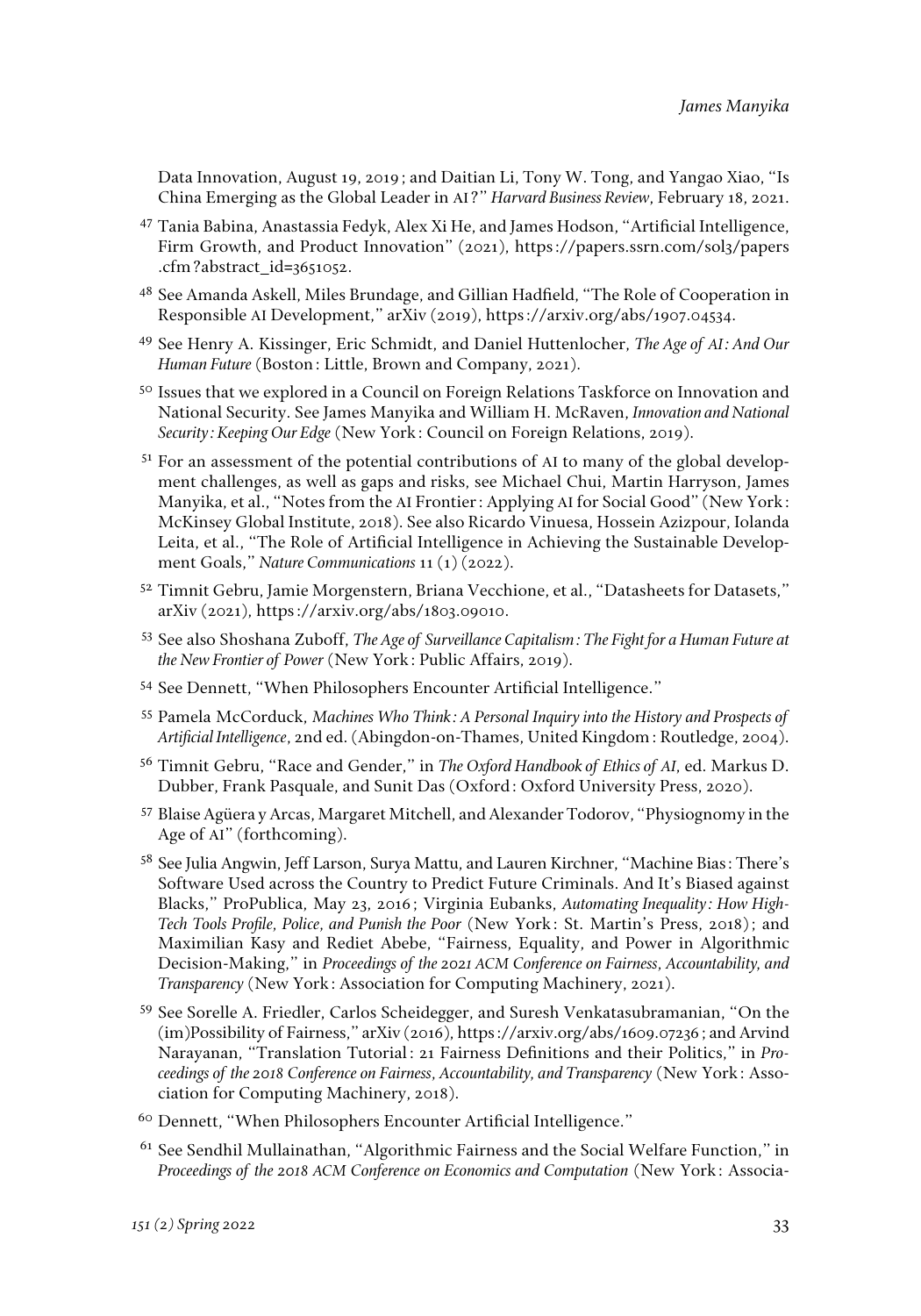Data Innovation, August 19, 2019; and Daitian Li, Tony W. Tong, and Yangao Xiao, "Is China Emerging as the Global Leader in AI?" *Harvard Business Review*, February 18, 2021.

[47] Tania Babina, Anastassia Fedyk, Alex Xi He, and James Hodson, "Artificial Intelligence, Firm Growth, and Product Innovation" (2021), https://papers.ssrn.com/sol3/papers.cfm?abstract_id=3651052.

[48] See Amanda Askell, Miles Brundage, and Gillian Hadfield, "The Role of Cooperation in Responsible AI Development," arXiv (2019), https://arxiv.org/abs/1907.04534.

[49] See Henry A. Kissinger, Eric Schmidt, and Daniel Huttenlocher, *The Age of AI: And Our Human Future* (Boston: Little, Brown and Company, 2021).

[50] Issues that we explored in a Council on Foreign Relations Taskforce on Innovation and National Security. See James Manyika and William H. McRaven, *Innovation and National Security: Keeping Our Edge* (New York: Council on Foreign Relations, 2019).

[51] For an assessment of the potential contributions of AI to many of the global development challenges, as well as gaps and risks, see Michael Chui, Martin Harryson, James Manyika, et al., "Notes from the AI Frontier: Applying AI for Social Good" (New York: McKinsey Global Institute, 2018). See also Ricardo Vinuesa, Hossein Azizpour, Iolanda Leita, et al., "The Role of Artificial Intelligence in Achieving the Sustainable Development Goals," *Nature Communications* 11 (1) (2022).

[52] Timnit Gebru, Jamie Morgenstern, Briana Vecchione, et al., "Datasheets for Datasets," arXiv (2021), https://arxiv.org/abs/1803.09010.

[53] See also Shoshana Zuboff, *The Age of Surveillance Capitalism: The Fight for a Human Future at the New Frontier of Power* (New York: Public Affairs, 2019).

[54] See Dennett, "When Philosophers Encounter Artificial Intelligence."

[55] Pamela McCorduck, *Machines Who Think: A Personal Inquiry into the History and Prospects of Artificial Intelligence*, 2nd ed. (Abingdon-on-Thames, United Kingdom: Routledge, 2004).

[56] Timnit Gebru, "Race and Gender," in *The Oxford Handbook of Ethics of AI*, ed. Markus D. Dubber, Frank Pasquale, and Sunit Das (Oxford: Oxford University Press, 2020).

[57] Blaise Agüera y Arcas, Margaret Mitchell, and Alexander Todorov, "Physiognomy in the Age of AI" (forthcoming).

[58] See Julia Angwin, Jeff Larson, Surya Mattu, and Lauren Kirchner, "Machine Bias: There's Software Used across the Country to Predict Future Criminals. And It's Biased against Blacks," ProPublica, May 23, 2016; Virginia Eubanks, *Automating Inequality: How High-Tech Tools Profile, Police, and Punish the Poor* (New York: St. Martin's Press, 2018); and Maximilian Kasy and Rediet Abebe, "Fairness, Equality, and Power in Algorithmic Decision-Making," in *Proceedings of the 2021 ACM Conference on Fairness, Accountability, and Transparency* (New York: Association for Computing Machinery, 2021).

[59] See Sorelle A. Friedler, Carlos Scheidegger, and Suresh Venkatasubramanian, "On the (im)Possibility of Fairness," arXiv (2016), https://arxiv.org/abs/1609.07236; and Arvind Narayanan, "Translation Tutorial: 21 Fairness Definitions and their Politics," in *Proceedings of the 2018 Conference on Fairness, Accountability, and Transparency* (New York: Association for Computing Machinery, 2018).

[60] Dennett, "When Philosophers Encounter Artificial Intelligence."

[61] See Sendhil Mullainathan, "Algorithmic Fairness and the Social Welfare Function," in *Proceedings of the 2018 ACM Conference on Economics and Computation* (New York: Associa-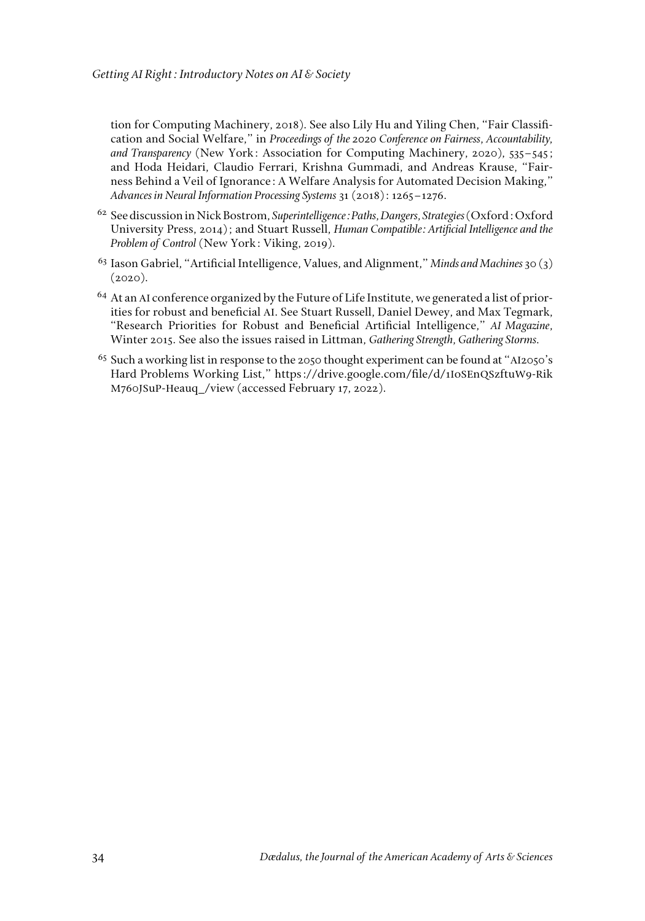tion for Computing Machinery, 2018). See also Lily Hu and Yiling Chen, "Fair Classification and Social Welfare," in *Proceedings of the 2020 Conference on Fairness, Accountability, and Transparency* (New York: Association for Computing Machinery, 2020), 535–545; and Hoda Heidari, Claudio Ferrari, Krishna Gummadi, and Andreas Krause, "Fairness Behind a Veil of Ignorance: A Welfare Analysis for Automated Decision Making," *Advances in Neural Information Processing Systems* 31 (2018): 1265–1276.

[62] See discussion in Nick Bostrom, *Superintelligence: Paths, Dangers, Strategies* (Oxford: Oxford University Press, 2014); and Stuart Russell, *Human Compatible: Artificial Intelligence and the Problem of Control* (New York: Viking, 2019).

[63] Iason Gabriel, "Artificial Intelligence, Values, and Alignment," *Minds and Machines* 30 (3) (2020).

[64] At an AI conference organized by the Future of Life Institute, we generated a list of priorities for robust and beneficial AI. See Stuart Russell, Daniel Dewey, and Max Tegmark, "Research Priorities for Robust and Beneficial Artificial Intelligence," *AI Magazine*, Winter 2015. See also the issues raised in Littman, *Gathering Strength, Gathering Storms*.

[65] Such a working list in response to the 2050 thought experiment can be found at "AI2050's Hard Problems Working List," https://drive.google.com/file/d/1IoSEnQSzftuW9-RikM76oJSuP-Heauq_/view (accessed February 17, 2022).